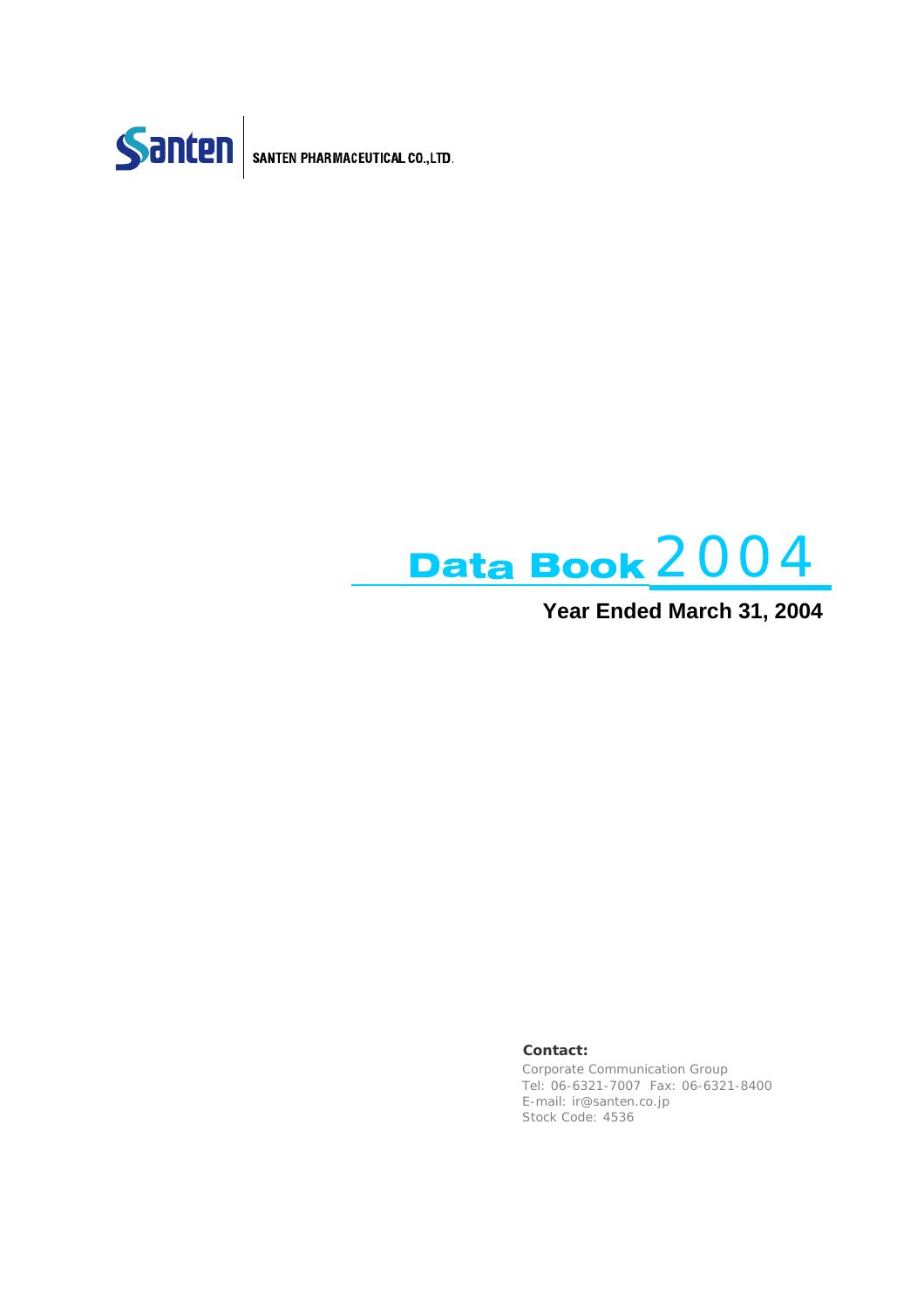Santen | SANTEN PHARMACEUTICAL CO.,LTD.

# Data Book 2004

**Year Ended March 31, 2004**

**Contact:**

Corporate Communication Group
Tel: 06-6321-7007 Fax: 06-6321-8400
E-mail: ir@santen.co.jp
Stock Code: 4536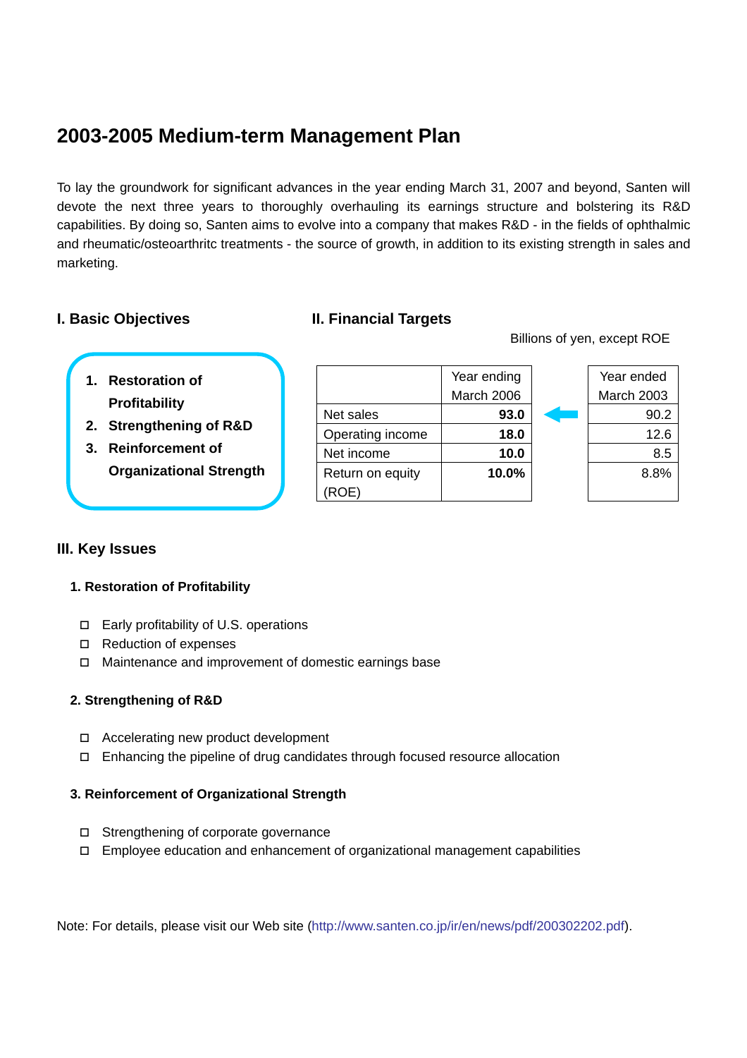# 2003-2005 Medium-term Management Plan

To lay the groundwork for significant advances in the year ending March 31, 2007 and beyond, Santen will devote the next three years to thoroughly overhauling its earnings structure and bolstering its R&D capabilities. By doing so, Santen aims to evolve into a company that makes R&D - in the fields of ophthalmic and rheumatic/osteoarthritc treatments - the source of growth, in addition to its existing strength in sales and marketing.

## I. Basic Objectives

1. **Restoration of Profitability**
2. **Strengthening of R&D**
3. **Reinforcement of Organizational Strength**

## II. Financial Targets

Billions of yen, except ROE

| | Year ending March 2006 | | Year ended March 2003 |
|---|---|---|---|
| Net sales | **93.0** | ← | 90.2 |
| Operating income | **18.0** | | 12.6 |
| Net income | **10.0** | | 8.5 |
| Return on equity (ROE) | **10.0%** | | 8.8% |

## III. Key Issues

### 1. Restoration of Profitability

- Early profitability of U.S. operations
- Reduction of expenses
- Maintenance and improvement of domestic earnings base

### 2. Strengthening of R&D

- Accelerating new product development
- Enhancing the pipeline of drug candidates through focused resource allocation

### 3. Reinforcement of Organizational Strength

- Strengthening of corporate governance
- Employee education and enhancement of organizational management capabilities

Note: For details, please visit our Web site (http://www.santen.co.jp/ir/en/news/pdf/200302202.pdf).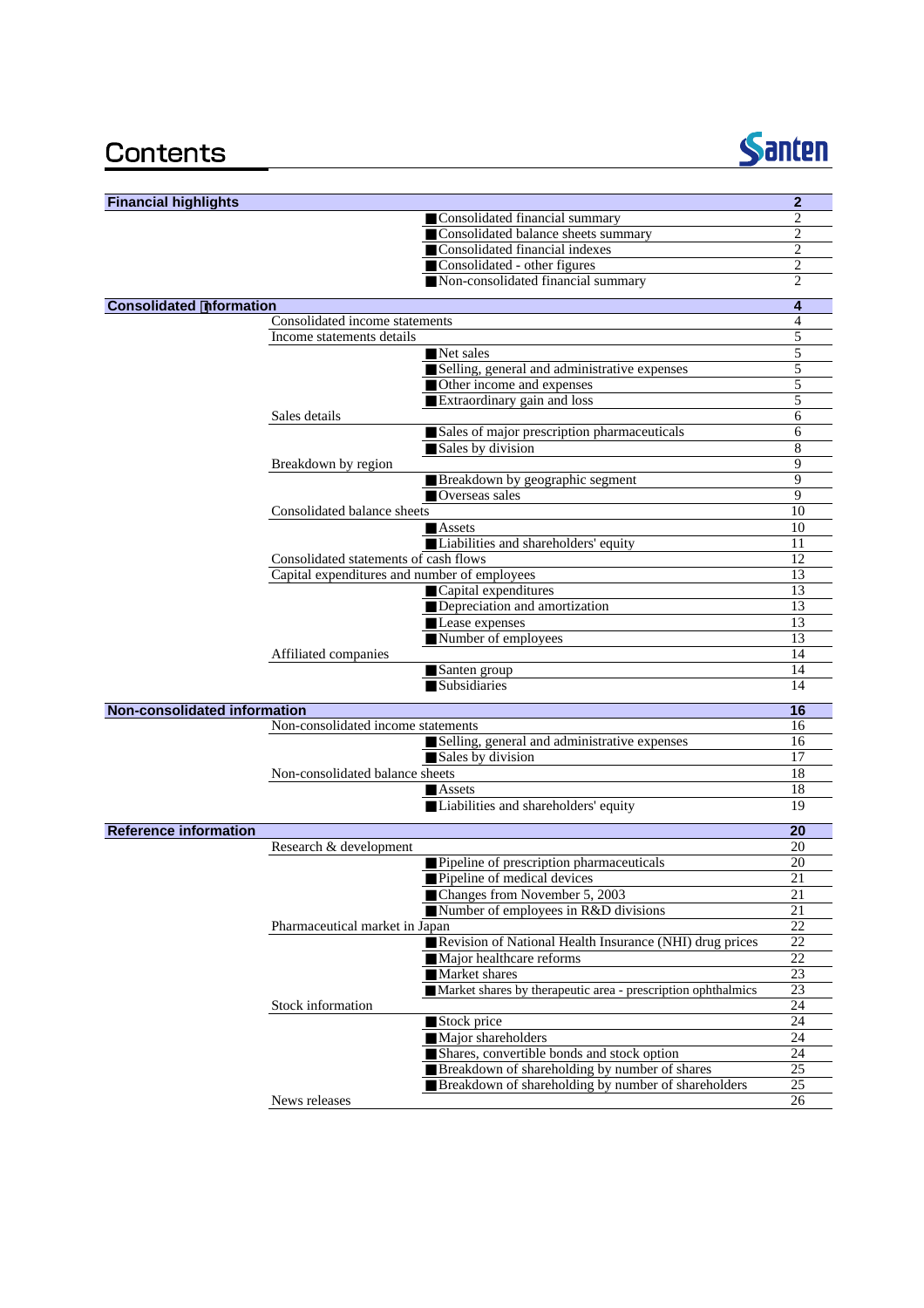# Contents

Santen

| Section | Item | Sub-item | Page |
|---|---|---|---|
| **Financial highlights** | | | **2** |
| | | ■Consolidated financial summary | 2 |
| | | ■Consolidated balance sheets summary | 2 |
| | | ■Consolidated financial indexes | 2 |
| | | ■Consolidated - other figures | 2 |
| | | ■Non-consolidated financial summary | 2 |
| **Consolidated information** | | | **4** |
| | Consolidated income statements | | 4 |
| | Income statements details | | 5 |
| | | ■Net sales | 5 |
| | | ■Selling, general and administrative expenses | 5 |
| | | ■Other income and expenses | 5 |
| | | ■Extraordinary gain and loss | 5 |
| | Sales details | | 6 |
| | | ■Sales of major prescription pharmaceuticals | 6 |
| | | ■Sales by division | 8 |
| | Breakdown by region | | 9 |
| | | ■Breakdown by geographic segment | 9 |
| | | ■Overseas sales | 9 |
| | Consolidated balance sheets | | 10 |
| | | ■Assets | 10 |
| | | ■Liabilities and shareholders' equity | 11 |
| | Consolidated statements of cash flows | | 12 |
| | Capital expenditures and number of employees | | 13 |
| | | ■Capital expenditures | 13 |
| | | ■Depreciation and amortization | 13 |
| | | ■Lease expenses | 13 |
| | | ■Number of employees | 13 |
| | Affiliated companies | | 14 |
| | | ■Santen group | 14 |
| | | ■Subsidiaries | 14 |
| **Non-consolidated information** | | | **16** |
| | Non-consolidated income statements | | 16 |
| | | ■Selling, general and administrative expenses | 16 |
| | | ■Sales by division | 17 |
| | Non-consolidated balance sheets | | 18 |
| | | ■Assets | 18 |
| | | ■Liabilities and shareholders' equity | 19 |
| **Reference information** | | | **20** |
| | Research & development | | 20 |
| | | ■Pipeline of prescription pharmaceuticals | 20 |
| | | ■Pipeline of medical devices | 21 |
| | | ■Changes from November 5, 2003 | 21 |
| | | ■Number of employees in R&D divisions | 21 |
| | Pharmaceutical market in Japan | | 22 |
| | | ■Revision of National Health Insurance (NHI) drug prices | 22 |
| | | ■Major healthcare reforms | 22 |
| | | ■Market shares | 23 |
| | | ■Market shares by therapeutic area - prescription ophthalmics | 23 |
| | Stock information | | 24 |
| | | ■Stock price | 24 |
| | | ■Major shareholders | 24 |
| | | ■Shares, convertible bonds and stock option | 24 |
| | | ■Breakdown of shareholding by number of shares | 25 |
| | | ■Breakdown of shareholding by number of shareholders | 25 |
| | News releases | | 26 |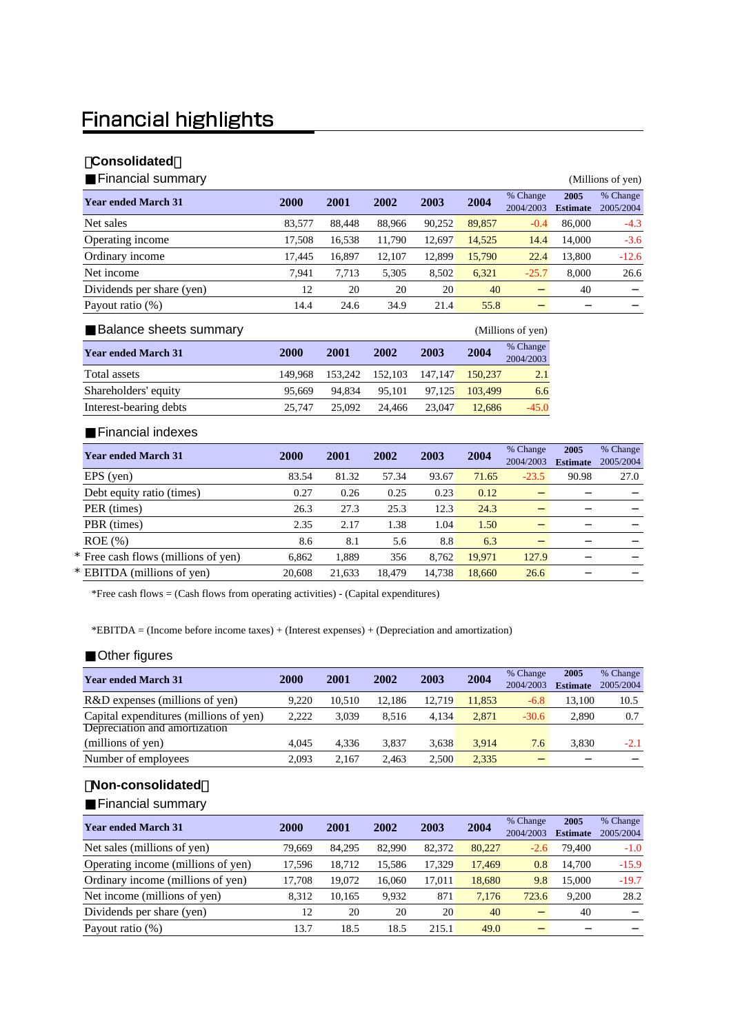# Financial highlights

## 【Consolidated】

### ■Financial summary

(Millions of yen)

| Year ended March 31 | 2000 | 2001 | 2002 | 2003 | 2004 | % Change 2004/2003 | 2005 Estimate | % Change 2005/2004 |
|---|---|---|---|---|---|---|---|---|
| Net sales | 83,577 | 88,448 | 88,966 | 90,252 | 89,857 | -0.4 | 86,000 | -4.3 |
| Operating income | 17,508 | 16,538 | 11,790 | 12,697 | 14,525 | 14.4 | 14,000 | -3.6 |
| Ordinary income | 17,445 | 16,897 | 12,107 | 12,899 | 15,790 | 22.4 | 13,800 | -12.6 |
| Net income | 7,941 | 7,713 | 5,305 | 8,502 | 6,321 | -25.7 | 8,000 | 26.6 |
| Dividends per share (yen) | 12 | 20 | 20 | 20 | 40 | — | 40 | — |
| Payout ratio (%) | 14.4 | 24.6 | 34.9 | 21.4 | 55.8 | — | — | — |

### ■Balance sheets summary

(Millions of yen)

| Year ended March 31 | 2000 | 2001 | 2002 | 2003 | 2004 | % Change 2004/2003 |
|---|---|---|---|---|---|---|
| Total assets | 149,968 | 153,242 | 152,103 | 147,147 | 150,237 | 2.1 |
| Shareholders' equity | 95,669 | 94,834 | 95,101 | 97,125 | 103,499 | 6.6 |
| Interest-bearing debts | 25,747 | 25,092 | 24,466 | 23,047 | 12,686 | -45.0 |

### ■Financial indexes

| Year ended March 31 | 2000 | 2001 | 2002 | 2003 | 2004 | % Change 2004/2003 | 2005 Estimate | % Change 2005/2004 |
|---|---|---|---|---|---|---|---|---|
| EPS (yen) | 83.54 | 81.32 | 57.34 | 93.67 | 71.65 | -23.5 | 90.98 | 27.0 |
| Debt equity ratio (times) | 0.27 | 0.26 | 0.25 | 0.23 | 0.12 | — | — | — |
| PER (times) | 26.3 | 27.3 | 25.3 | 12.3 | 24.3 | — | — | — |
| PBR (times) | 2.35 | 2.17 | 1.38 | 1.04 | 1.50 | — | — | — |
| ROE (%) | 8.6 | 8.1 | 5.6 | 8.8 | 6.3 | — | — | — |
| * Free cash flows (millions of yen) | 6,862 | 1,889 | 356 | 8,762 | 19,971 | 127.9 | — | — |
| * EBITDA (millions of yen) | 20,608 | 21,633 | 18,479 | 14,738 | 18,660 | 26.6 | — | — |

*Free cash flows = (Cash flows from operating activities) - (Capital expenditures)

*EBITDA = (Income before income taxes) + (Interest expenses) + (Depreciation and amortization)

### ■Other figures

| Year ended March 31 | 2000 | 2001 | 2002 | 2003 | 2004 | % Change 2004/2003 | 2005 Estimate | % Change 2005/2004 |
|---|---|---|---|---|---|---|---|---|
| R&D expenses (millions of yen) | 9,220 | 10,510 | 12,186 | 12,719 | 11,853 | -6.8 | 13,100 | 10.5 |
| Capital expenditures (millions of yen) | 2,222 | 3,039 | 8,516 | 4,134 | 2,871 | -30.6 | 2,890 | 0.7 |
| Depreciation and amortization (millions of yen) | 4,045 | 4,336 | 3,837 | 3,638 | 3,914 | 7.6 | 3,830 | -2.1 |
| Number of employees | 2,093 | 2,167 | 2,463 | 2,500 | 2,335 | — | — | — |

## 【Non-consolidated】

### ■Financial summary

| Year ended March 31 | 2000 | 2001 | 2002 | 2003 | 2004 | % Change 2004/2003 | 2005 Estimate | % Change 2005/2004 |
|---|---|---|---|---|---|---|---|---|
| Net sales (millions of yen) | 79,669 | 84,295 | 82,990 | 82,372 | 80,227 | -2.6 | 79,400 | -1.0 |
| Operating income (millions of yen) | 17,596 | 18,712 | 15,586 | 17,329 | 17,469 | 0.8 | 14,700 | -15.9 |
| Ordinary income (millions of yen) | 17,708 | 19,072 | 16,060 | 17,011 | 18,680 | 9.8 | 15,000 | -19.7 |
| Net income (millions of yen) | 8,312 | 10,165 | 9,932 | 871 | 7,176 | 723.6 | 9,200 | 28.2 |
| Dividends per share (yen) | 12 | 20 | 20 | 20 | 40 | — | 40 | — |
| Payout ratio (%) | 13.7 | 18.5 | 18.5 | 215.1 | 49.0 | — | — | — |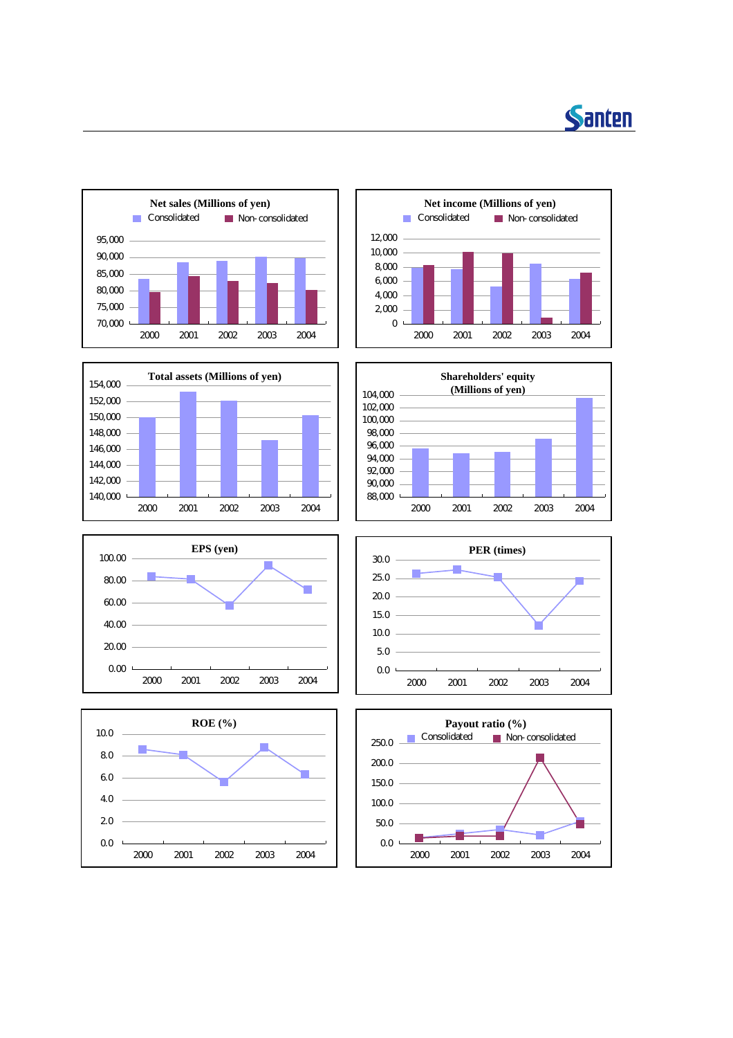**Net sales (Millions of yen)**

Consolidated / Non-consolidated

95,000
90,000
85,000
80,000
75,000
70,000

2000 2001 2002 2003 2004

**Net income (Millions of yen)**

Consolidated / Non-consolidated

12,000
10,000
8,000
6,000
4,000
2,000
0

2000 2001 2002 2003 2004

**Total assets (Millions of yen)**

154,000
152,000
150,000
148,000
146,000
144,000
142,000
140,000

2000 2001 2002 2003 2004

**Shareholders' equity (Millions of yen)**

104,000
102,000
100,000
98,000
96,000
94,000
92,000
90,000
88,000

2000 2001 2002 2003 2004

**EPS (yen)**

100.00
80.00
60.00
40.00
20.00
0.00

2000 2001 2002 2003 2004

**PER (times)**

30.0
25.0
20.0
15.0
10.0
5.0
0.0

2000 2001 2002 2003 2004

**ROE (%)**

10.0
8.0
6.0
4.0
2.0
0.0

2000 2001 2002 2003 2004

**Payout ratio (%)**

Consolidated / Non-consolidated

250.0
200.0
150.0
100.0
50.0
0.0

2000 2001 2002 2003 2004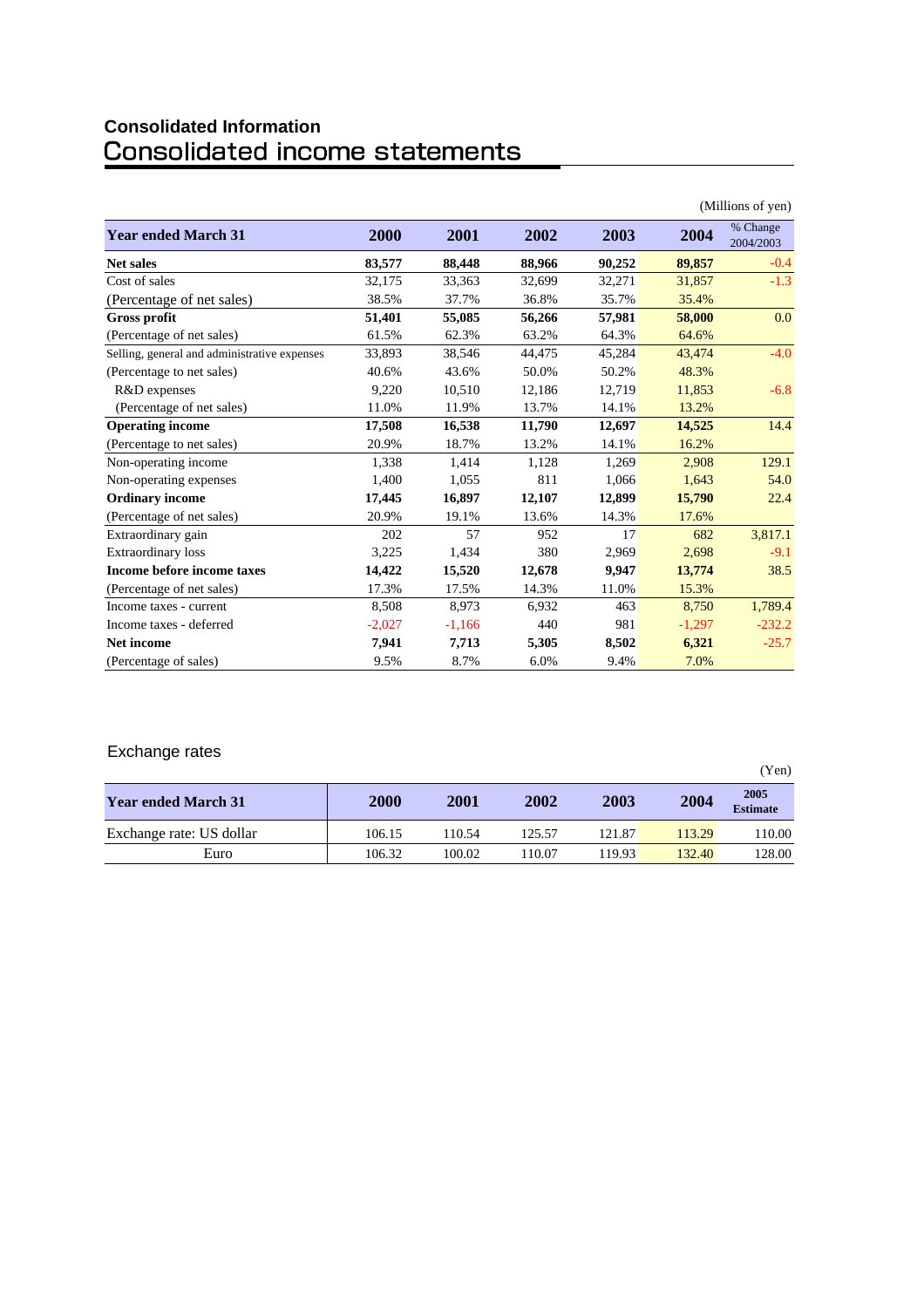## Consolidated Information

# Consolidated income statements

(Millions of yen)

| Year ended March 31 | 2000 | 2001 | 2002 | 2003 | 2004 | % Change 2004/2003 |
|---|---|---|---|---|---|---|
| **Net sales** | **83,577** | **88,448** | **88,966** | **90,252** | **89,857** | -0.4 |
| Cost of sales | 32,175 | 33,363 | 32,699 | 32,271 | 31,857 | -1.3 |
| (Percentage of net sales) | 38.5% | 37.7% | 36.8% | 35.7% | 35.4% | |
| **Gross profit** | **51,401** | **55,085** | **56,266** | **57,981** | **58,000** | 0.0 |
| (Percentage of net sales) | 61.5% | 62.3% | 63.2% | 64.3% | 64.6% | |
| Selling, general and administrative expenses | 33,893 | 38,546 | 44,475 | 45,284 | 43,474 | -4.0 |
| (Percentage to net sales) | 40.6% | 43.6% | 50.0% | 50.2% | 48.3% | |
| R&D expenses | 9,220 | 10,510 | 12,186 | 12,719 | 11,853 | -6.8 |
| (Percentage of net sales) | 11.0% | 11.9% | 13.7% | 14.1% | 13.2% | |
| **Operating income** | **17,508** | **16,538** | **11,790** | **12,697** | **14,525** | 14.4 |
| (Percentage to net sales) | 20.9% | 18.7% | 13.2% | 14.1% | 16.2% | |
| Non-operating income | 1,338 | 1,414 | 1,128 | 1,269 | 2,908 | 129.1 |
| Non-operating expenses | 1,400 | 1,055 | 811 | 1,066 | 1,643 | 54.0 |
| **Ordinary income** | **17,445** | **16,897** | **12,107** | **12,899** | **15,790** | 22.4 |
| (Percentage of net sales) | 20.9% | 19.1% | 13.6% | 14.3% | 17.6% | |
| Extraordinary gain | 202 | 57 | 952 | 17 | 682 | 3,817.1 |
| Extraordinary loss | 3,225 | 1,434 | 380 | 2,969 | 2,698 | -9.1 |
| **Income before income taxes** | **14,422** | **15,520** | **12,678** | **9,947** | **13,774** | 38.5 |
| (Percentage of net sales) | 17.3% | 17.5% | 14.3% | 11.0% | 15.3% | |
| Income taxes - current | 8,508 | 8,973 | 6,932 | 463 | 8,750 | 1,789.4 |
| Income taxes - deferred | -2,027 | -1,166 | 440 | 981 | -1,297 | -232.2 |
| **Net income** | **7,941** | **7,713** | **5,305** | **8,502** | **6,321** | -25.7 |
| (Percentage of sales) | 9.5% | 8.7% | 6.0% | 9.4% | 7.0% | |

## Exchange rates

(Yen)

| Year ended March 31 | 2000 | 2001 | 2002 | 2003 | 2004 | 2005 Estimate |
|---|---|---|---|---|---|---|
| Exchange rate: US dollar | 106.15 | 110.54 | 125.57 | 121.87 | 113.29 | 110.00 |
| Euro | 106.32 | 100.02 | 110.07 | 119.93 | 132.40 | 128.00 |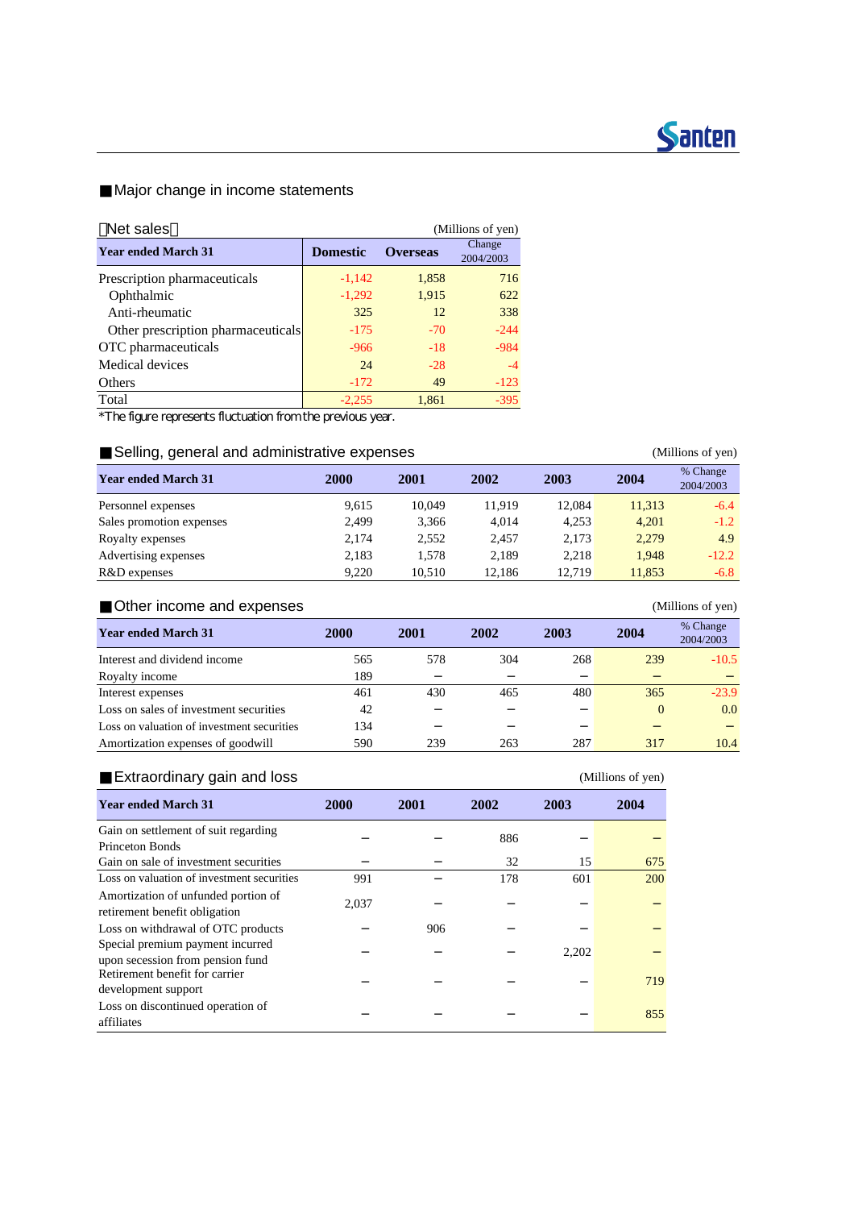## ■Major change in income statements

【Net sales】 (Millions of yen)

| Year ended March 31 | Domestic | Overseas | Change 2004/2003 |
|---|---|---|---|
| Prescription pharmaceuticals | -1,142 | 1,858 | 716 |
| Ophthalmic | -1,292 | 1,915 | 622 |
| Anti-rheumatic | 325 | 12 | 338 |
| Other prescription pharmaceuticals | -175 | -70 | -244 |
| OTC pharmaceuticals | -966 | -18 | -984 |
| Medical devices | 24 | -28 | -4 |
| Others | -172 | 49 | -123 |
| Total | -2,255 | 1,861 | -395 |

*The figure represents fluctuation from the previous year.

## ■Selling, general and administrative expenses

(Millions of yen)

| Year ended March 31 | 2000 | 2001 | 2002 | 2003 | 2004 | % Change 2004/2003 |
|---|---|---|---|---|---|---|
| Personnel expenses | 9,615 | 10,049 | 11,919 | 12,084 | 11,313 | -6.4 |
| Sales promotion expenses | 2,499 | 3,366 | 4,014 | 4,253 | 4,201 | -1.2 |
| Royalty expenses | 2,174 | 2,552 | 2,457 | 2,173 | 2,279 | 4.9 |
| Advertising expenses | 2,183 | 1,578 | 2,189 | 2,218 | 1,948 | -12.2 |
| R&D expenses | 9,220 | 10,510 | 12,186 | 12,719 | 11,853 | -6.8 |

## ■Other income and expenses

(Millions of yen)

| Year ended March 31 | 2000 | 2001 | 2002 | 2003 | 2004 | % Change 2004/2003 |
|---|---|---|---|---|---|---|
| Interest and dividend income | 565 | 578 | 304 | 268 | 239 | -10.5 |
| Royalty income | 189 | – | – | – | – | – |
| Interest expenses | 461 | 430 | 465 | 480 | 365 | -23.9 |
| Loss on sales of investment securities | 42 | – | – | – | 0 | 0.0 |
| Loss on valuation of investment securities | 134 | – | – | – | – | – |
| Amortization expenses of goodwill | 590 | 239 | 263 | 287 | 317 | 10.4 |

## ■Extraordinary gain and loss

(Millions of yen)

| Year ended March 31 | 2000 | 2001 | 2002 | 2003 | 2004 |
|---|---|---|---|---|---|
| Gain on settlement of suit regarding Princeton Bonds | – | – | 886 | – | – |
| Gain on sale of investment securities | – | – | 32 | 15 | 675 |
| Loss on valuation of investment securities | 991 | – | 178 | 601 | 200 |
| Amortization of unfunded portion of retirement benefit obligation | 2,037 | – | – | – | – |
| Loss on withdrawal of OTC products | – | 906 | – | – | – |
| Special premium payment incurred upon secession from pension fund | – | – | – | 2,202 | – |
| Retirement benefit for carrier development support | – | – | – | – | 719 |
| Loss on discontinued operation of affiliates | – | – | – | – | 855 |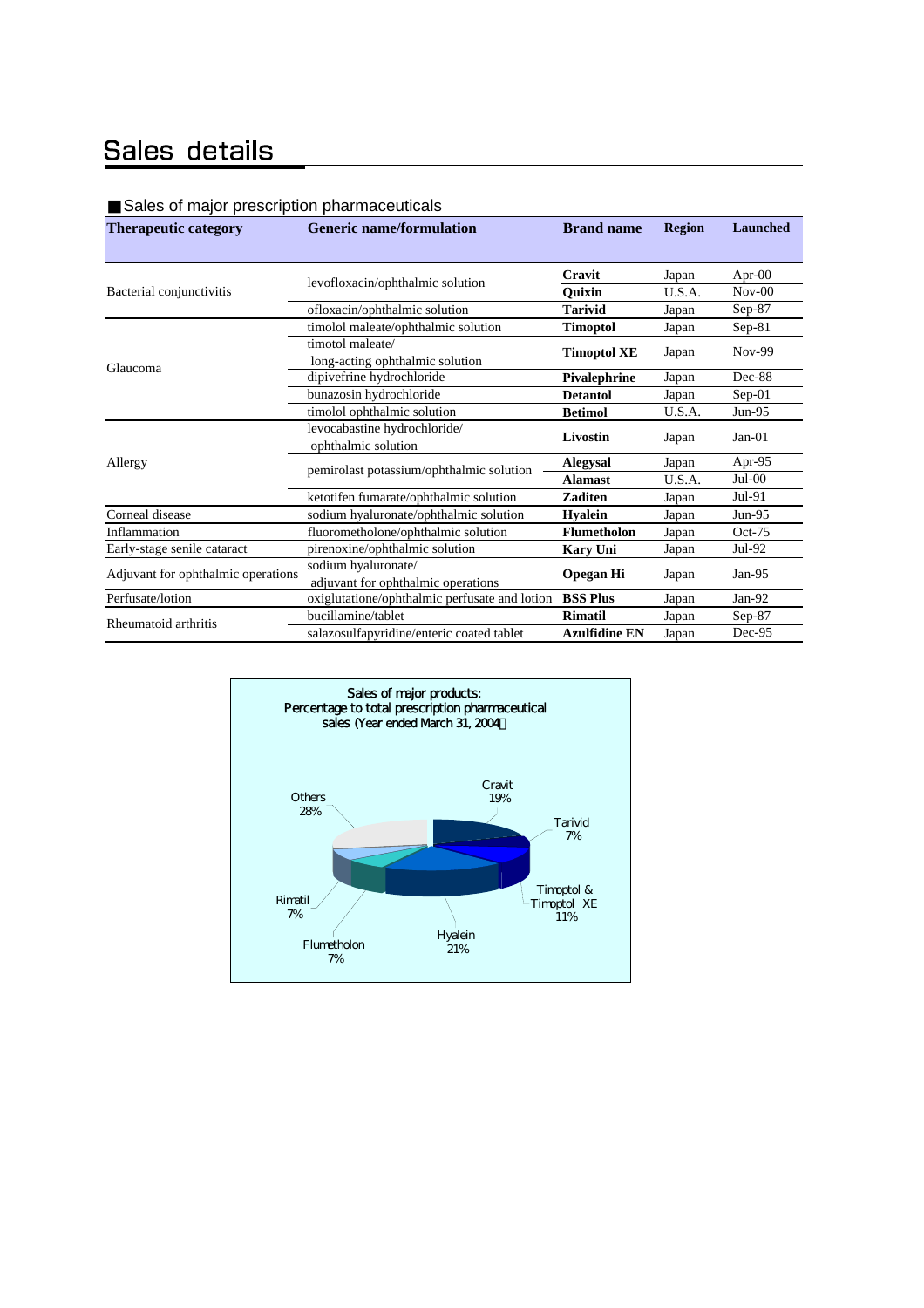# Sales details

■Sales of major prescription pharmaceuticals

| Therapeutic category | Generic name/formulation | Brand name | Region | Launched |
|---|---|---|---|---|
| Bacterial conjunctivitis | levofloxacin/ophthalmic solution | **Cravit** | Japan | Apr-00 |
| | | **Quixin** | U.S.A. | Nov-00 |
| | ofloxacin/ophthalmic solution | **Tarivid** | Japan | Sep-87 |
| Glaucoma | timolol maleate/ophthalmic solution | **Timoptol** | Japan | Sep-81 |
| | timotol maleate/ long-acting ophthalmic solution | **Timoptol XE** | Japan | Nov-99 |
| | dipivefrine hydrochloride | **Pivalephrine** | Japan | Dec-88 |
| | bunazosin hydrochloride | **Detantol** | Japan | Sep-01 |
| | timolol ophthalmic solution | **Betimol** | U.S.A. | Jun-95 |
| Allergy | levocabastine hydrochloride/ ophthalmic solution | **Livostin** | Japan | Jan-01 |
| | pemirolast potassium/ophthalmic solution | **Alegysal** | Japan | Apr-95 |
| | | **Alamast** | U.S.A. | Jul-00 |
| | ketotifen fumarate/ophthalmic solution | **Zaditen** | Japan | Jul-91 |
| Corneal disease | sodium hyaluronate/ophthalmic solution | **Hyalein** | Japan | Jun-95 |
| Inflammation | fluorometholone/ophthalmic solution | **Flumetholon** | Japan | Oct-75 |
| Early-stage senile cataract | pirenoxine/ophthalmic solution | **Kary Uni** | Japan | Jul-92 |
| Adjuvant for ophthalmic operations | sodium hyaluronate/ adjuvant for ophthalmic operations | **Opegan Hi** | Japan | Jan-95 |
| Perfusate/lotion | oxiglutatione/ophthalmic perfusate and lotion | **BSS Plus** | Japan | Jan-92 |
| Rheumatoid arthritis | bucillamine/tablet | **Rimatil** | Japan | Sep-87 |
| | salazosulfapyridine/enteric coated tablet | **Azulfidine EN** | Japan | Dec-95 |

Sales of major products: Percentage to total prescription pharmaceutical sales (Year ended March 31, 2004)

| Product | % |
|---|---|
| Cravit | 19% |
| Tarivid | 7% |
| Timoptol & Timoptol XE | 11% |
| Hyalein | 21% |
| Flumetholon | 7% |
| Rimatil | 7% |
| Others | 28% |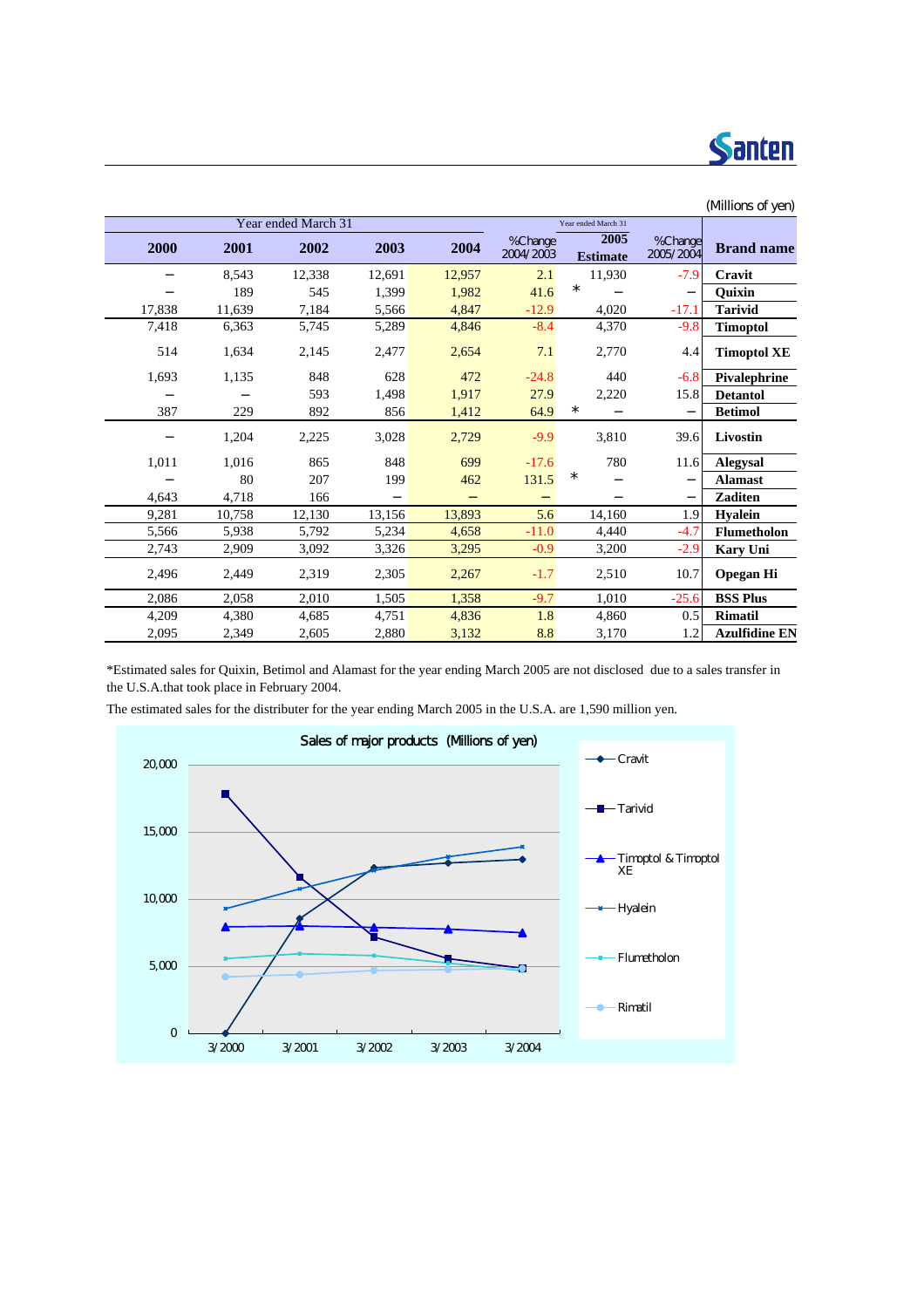(Millions of yen)

| Year ended March 31 | | | | | | Year ended March 31 | | |
|---|---|---|---|---|---|---|---|---|
| 2000 | 2001 | 2002 | 2003 | 2004 | %Change 2004/2003 | 2005 Estimate | %Change 2005/2004 | Brand name |
| – | 8,543 | 12,338 | 12,691 | 12,957 | 2.1 | 11,930 | -7.9 | Cravit |
| – | 189 | 545 | 1,399 | 1,982 | 41.6 | * – | – | Quixin |
| 17,838 | 11,639 | 7,184 | 5,566 | 4,847 | -12.9 | 4,020 | -17.1 | Tarivid |
| 7,418 | 6,363 | 5,745 | 5,289 | 4,846 | -8.4 | 4,370 | -9.8 | Timoptol |
| 514 | 1,634 | 2,145 | 2,477 | 2,654 | 7.1 | 2,770 | 4.4 | Timoptol XE |
| 1,693 | 1,135 | 848 | 628 | 472 | -24.8 | 440 | -6.8 | Pivalephrine |
| – | – | 593 | 1,498 | 1,917 | 27.9 | 2,220 | 15.8 | Detantol |
| 387 | 229 | 892 | 856 | 1,412 | 64.9 | * – | – | Betimol |
| – | 1,204 | 2,225 | 3,028 | 2,729 | -9.9 | 3,810 | 39.6 | Livostin |
| 1,011 | 1,016 | 865 | 848 | 699 | -17.6 | 780 | 11.6 | Alegysal |
| – | 80 | 207 | 199 | 462 | 131.5 | * – | – | Alamast |
| 4,643 | 4,718 | 166 | – | – | – | – | – | Zaditen |
| 9,281 | 10,758 | 12,130 | 13,156 | 13,893 | 5.6 | 14,160 | 1.9 | Hyalein |
| 5,566 | 5,938 | 5,792 | 5,234 | 4,658 | -11.0 | 4,440 | -4.7 | Flumetholon |
| 2,743 | 2,909 | 3,092 | 3,326 | 3,295 | -0.9 | 3,200 | -2.9 | Kary Uni |
| 2,496 | 2,449 | 2,319 | 2,305 | 2,267 | -1.7 | 2,510 | 10.7 | Opegan Hi |
| 2,086 | 2,058 | 2,010 | 1,505 | 1,358 | -9.7 | 1,010 | -25.6 | BSS Plus |
| 4,209 | 4,380 | 4,685 | 4,751 | 4,836 | 1.8 | 4,860 | 0.5 | Rimatil |
| 2,095 | 2,349 | 2,605 | 2,880 | 3,132 | 8.8 | 3,170 | 1.2 | Azulfidine EN |

*Estimated sales for Quixin, Betimol and Alamast for the year ending March 2005 are not disclosed due to a sales transfer in the U.S.A.that took place in February 2004.

The estimated sales for the distributer for the year ending March 2005 in the U.S.A. are 1,590 million yen.

**Sales of major products (Millions of yen)**

| | 3/2000 | 3/2001 | 3/2002 | 3/2003 | 3/2004 |
|---|---|---|---|---|---|
| Cravit | 0 | 8,543 | 12,338 | 12,691 | 12,957 |
| Tarivid | 17,838 | 11,639 | 7,184 | 5,566 | 4,847 |
| Timoptol & Timoptol XE | 7,932 | 7,997 | 7,890 | 7,766 | 7,500 |
| Hyalein | 9,281 | 10,758 | 12,130 | 13,156 | 13,893 |
| Flumetholon | 5,566 | 5,938 | 5,792 | 5,234 | 4,658 |
| Rimatil | 4,209 | 4,380 | 4,685 | 4,751 | 4,836 |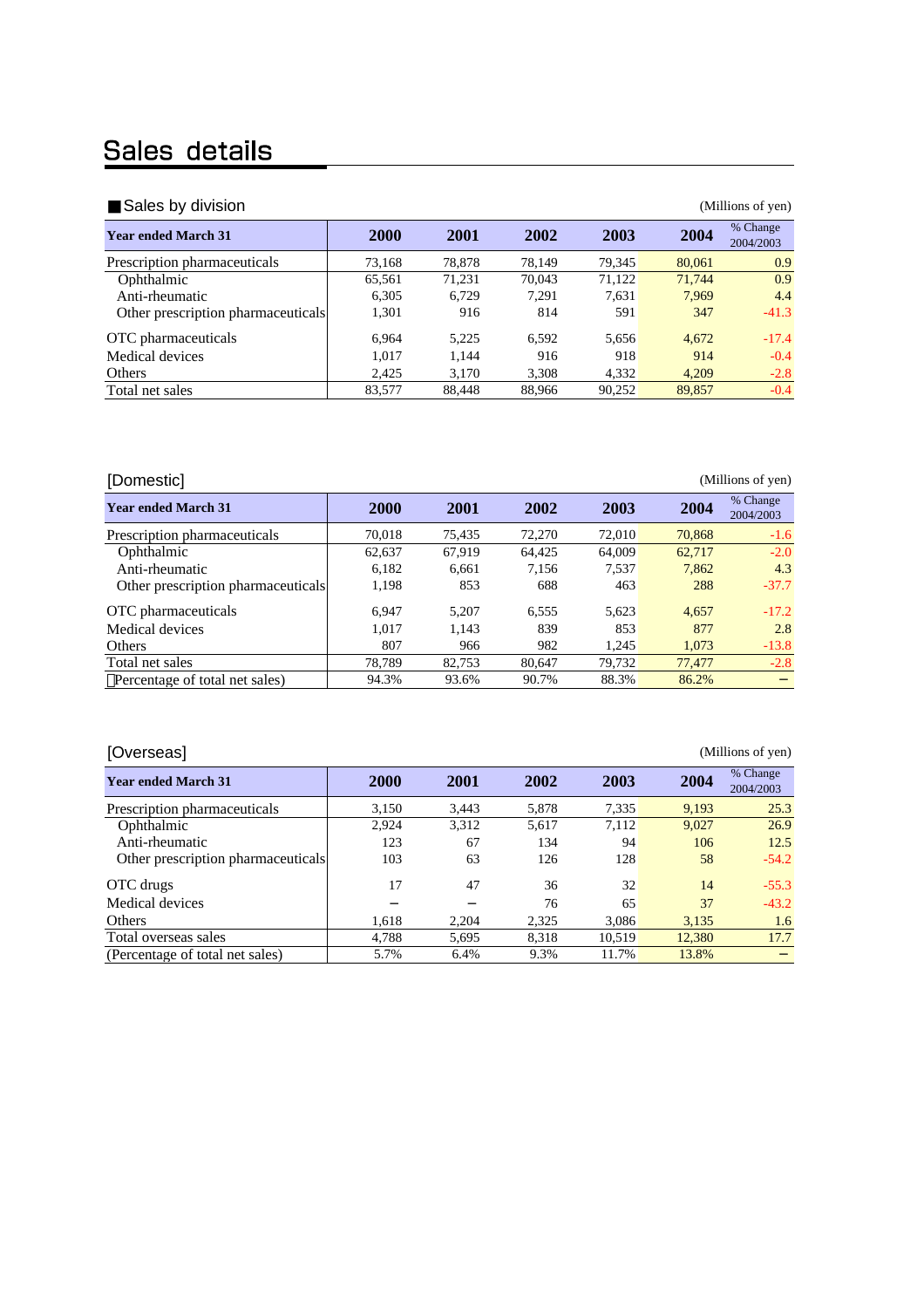# Sales details

## ■Sales by division

(Millions of yen)

| Year ended March 31 | 2000 | 2001 | 2002 | 2003 | 2004 | % Change 2004/2003 |
|---|---|---|---|---|---|---|
| Prescription pharmaceuticals | 73,168 | 78,878 | 78,149 | 79,345 | 80,061 | 0.9 |
| Ophthalmic | 65,561 | 71,231 | 70,043 | 71,122 | 71,744 | 0.9 |
| Anti-rheumatic | 6,305 | 6,729 | 7,291 | 7,631 | 7,969 | 4.4 |
| Other prescription pharmaceuticals | 1,301 | 916 | 814 | 591 | 347 | -41.3 |
| OTC pharmaceuticals | 6,964 | 5,225 | 6,592 | 5,656 | 4,672 | -17.4 |
| Medical devices | 1,017 | 1,144 | 916 | 918 | 914 | -0.4 |
| Others | 2,425 | 3,170 | 3,308 | 4,332 | 4,209 | -2.8 |
| Total net sales | 83,577 | 88,448 | 88,966 | 90,252 | 89,857 | -0.4 |

## [Domestic]

(Millions of yen)

| Year ended March 31 | 2000 | 2001 | 2002 | 2003 | 2004 | % Change 2004/2003 |
|---|---|---|---|---|---|---|
| Prescription pharmaceuticals | 70,018 | 75,435 | 72,270 | 72,010 | 70,868 | -1.6 |
| Ophthalmic | 62,637 | 67,919 | 64,425 | 64,009 | 62,717 | -2.0 |
| Anti-rheumatic | 6,182 | 6,661 | 7,156 | 7,537 | 7,862 | 4.3 |
| Other prescription pharmaceuticals | 1,198 | 853 | 688 | 463 | 288 | -37.7 |
| OTC pharmaceuticals | 6,947 | 5,207 | 6,555 | 5,623 | 4,657 | -17.2 |
| Medical devices | 1,017 | 1,143 | 839 | 853 | 877 | 2.8 |
| Others | 807 | 966 | 982 | 1,245 | 1,073 | -13.8 |
| Total net sales | 78,789 | 82,753 | 80,647 | 79,732 | 77,477 | -2.8 |
| (Percentage of total net sales) | 94.3% | 93.6% | 90.7% | 88.3% | 86.2% | − |

## [Overseas]

(Millions of yen)

| Year ended March 31 | 2000 | 2001 | 2002 | 2003 | 2004 | % Change 2004/2003 |
|---|---|---|---|---|---|---|
| Prescription pharmaceuticals | 3,150 | 3,443 | 5,878 | 7,335 | 9,193 | 25.3 |
| Ophthalmic | 2,924 | 3,312 | 5,617 | 7,112 | 9,027 | 26.9 |
| Anti-rheumatic | 123 | 67 | 134 | 94 | 106 | 12.5 |
| Other prescription pharmaceuticals | 103 | 63 | 126 | 128 | 58 | -54.2 |
| OTC drugs | 17 | 47 | 36 | 32 | 14 | -55.3 |
| Medical devices | − | − | 76 | 65 | 37 | -43.2 |
| Others | 1,618 | 2,204 | 2,325 | 3,086 | 3,135 | 1.6 |
| Total overseas sales | 4,788 | 5,695 | 8,318 | 10,519 | 12,380 | 17.7 |
| (Percentage of total net sales) | 5.7% | 6.4% | 9.3% | 11.7% | 13.8% | − |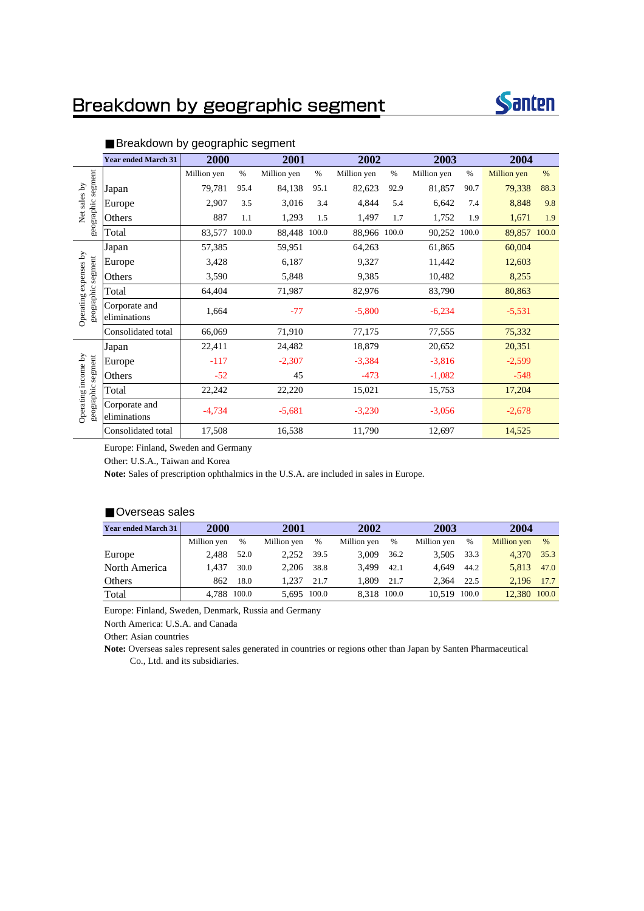# Breakdown by geographic segment

Santen

## ■Breakdown by geographic segment

| | Year ended March 31 | 2000 | | 2001 | | 2002 | | 2003 | | 2004 | |
|---|---|---|---|---|---|---|---|---|---|---|---|
| | | Million yen | % | Million yen | % | Million yen | % | Million yen | % | Million yen | % |
| Net sales by geographic segment | Japan | 79,781 | 95.4 | 84,138 | 95.1 | 82,623 | 92.9 | 81,857 | 90.7 | 79,338 | 88.3 |
| | Europe | 2,907 | 3.5 | 3,016 | 3.4 | 4,844 | 5.4 | 6,642 | 7.4 | 8,848 | 9.8 |
| | Others | 887 | 1.1 | 1,293 | 1.5 | 1,497 | 1.7 | 1,752 | 1.9 | 1,671 | 1.9 |
| | Total | 83,577 | 100.0 | 88,448 | 100.0 | 88,966 | 100.0 | 90,252 | 100.0 | 89,857 | 100.0 |
| Operating expenses by geographic segment | Japan | 57,385 | | 59,951 | | 64,263 | | 61,865 | | 60,004 | |
| | Europe | 3,428 | | 6,187 | | 9,327 | | 11,442 | | 12,603 | |
| | Others | 3,590 | | 5,848 | | 9,385 | | 10,482 | | 8,255 | |
| | Total | 64,404 | | 71,987 | | 82,976 | | 83,790 | | 80,863 | |
| | Corporate and eliminations | 1,664 | | -77 | | -5,800 | | -6,234 | | -5,531 | |
| | Consolidated total | 66,069 | | 71,910 | | 77,175 | | 77,555 | | 75,332 | |
| Operating income by geographic segment | Japan | 22,411 | | 24,482 | | 18,879 | | 20,652 | | 20,351 | |
| | Europe | -117 | | -2,307 | | -3,384 | | -3,816 | | -2,599 | |
| | Others | -52 | | 45 | | -473 | | -1,082 | | -548 | |
| | Total | 22,242 | | 22,220 | | 15,021 | | 15,753 | | 17,204 | |
| | Corporate and eliminations | -4,734 | | -5,681 | | -3,230 | | -3,056 | | -2,678 | |
| | Consolidated total | 17,508 | | 16,538 | | 11,790 | | 12,697 | | 14,525 | |

Europe: Finland, Sweden and Germany

Other: U.S.A., Taiwan and Korea

**Note:** Sales of prescription ophthalmics in the U.S.A. are included in sales in Europe.

## ■Overseas sales

| Year ended March 31 | 2000 | | 2001 | | 2002 | | 2003 | | 2004 | |
|---|---|---|---|---|---|---|---|---|---|---|
| | Million yen | % | Million yen | % | Million yen | % | Million yen | % | Million yen | % |
| Europe | 2,488 | 52.0 | 2,252 | 39.5 | 3,009 | 36.2 | 3,505 | 33.3 | 4,370 | 35.3 |
| North America | 1,437 | 30.0 | 2,206 | 38.8 | 3,499 | 42.1 | 4,649 | 44.2 | 5,813 | 47.0 |
| Others | 862 | 18.0 | 1,237 | 21.7 | 1,809 | 21.7 | 2,364 | 22.5 | 2,196 | 17.7 |
| Total | 4,788 | 100.0 | 5,695 | 100.0 | 8,318 | 100.0 | 10,519 | 100.0 | 12,380 | 100.0 |

Europe: Finland, Sweden, Denmark, Russia and Germany

North America: U.S.A. and Canada

Other: Asian countries

**Note:** Overseas sales represent sales generated in countries or regions other than Japan by Santen Pharmaceutical Co., Ltd. and its subsidiaries.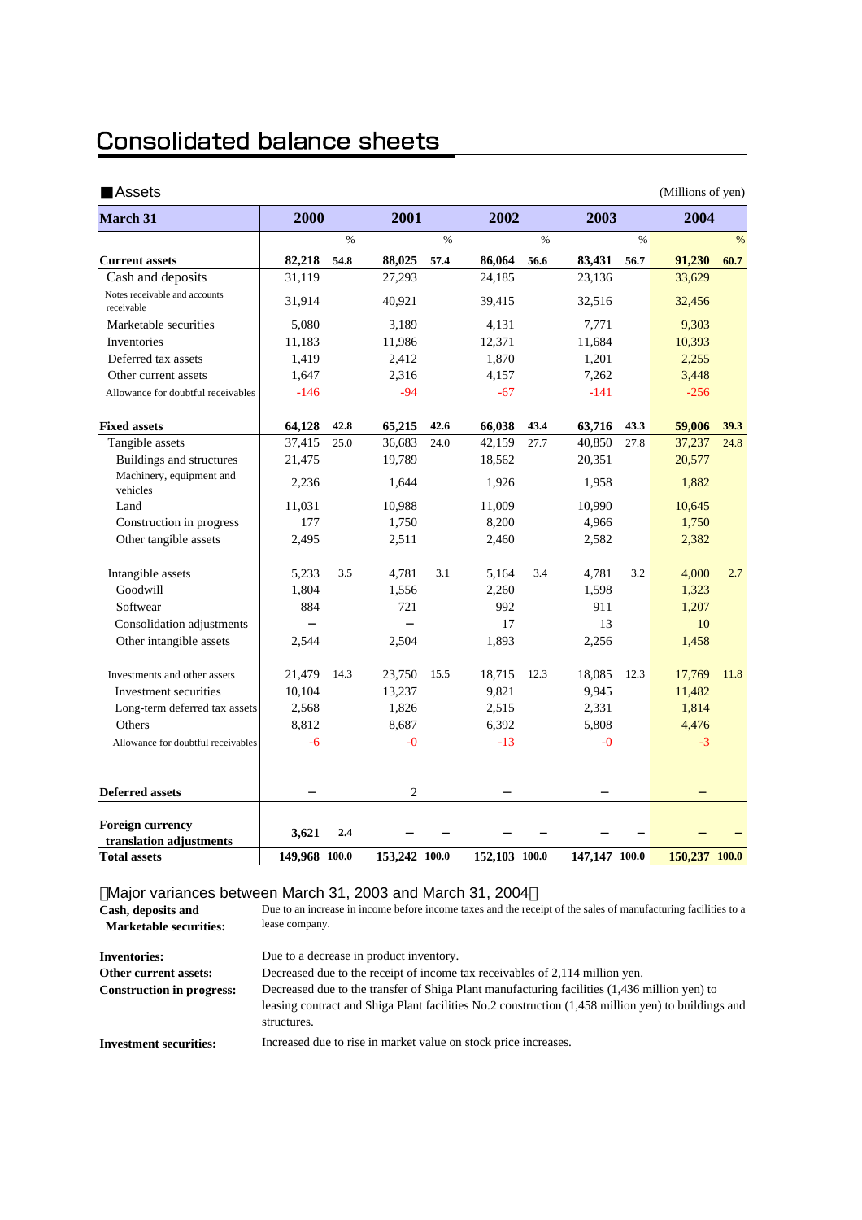# Consolidated balance sheets

■Assets (Millions of yen)

| March 31 | 2000 | % | 2001 | % | 2002 | % | 2003 | % | 2004 | % |
|---|---|---|---|---|---|---|---|---|---|---|
| **Current assets** | **82,218** | **54.8** | **88,025** | **57.4** | **86,064** | **56.6** | **83,431** | **56.7** | **91,230** | **60.7** |
| Cash and deposits | 31,119 | | 27,293 | | 24,185 | | 23,136 | | 33,629 | |
| Notes receivable and accounts receivable | 31,914 | | 40,921 | | 39,415 | | 32,516 | | 32,456 | |
| Marketable securities | 5,080 | | 3,189 | | 4,131 | | 7,771 | | 9,303 | |
| Inventories | 11,183 | | 11,986 | | 12,371 | | 11,684 | | 10,393 | |
| Deferred tax assets | 1,419 | | 2,412 | | 1,870 | | 1,201 | | 2,255 | |
| Other current assets | 1,647 | | 2,316 | | 4,157 | | 7,262 | | 3,448 | |
| Allowance for doubtful receivables | -146 | | -94 | | -67 | | -141 | | -256 | |
| **Fixed assets** | **64,128** | **42.8** | **65,215** | **42.6** | **66,038** | **43.4** | **63,716** | **43.3** | **59,006** | **39.3** |
| Tangible assets | 37,415 | 25.0 | 36,683 | 24.0 | 42,159 | 27.7 | 40,850 | 27.8 | 37,237 | 24.8 |
| Buildings and structures | 21,475 | | 19,789 | | 18,562 | | 20,351 | | 20,577 | |
| Machinery, equipment and vehicles | 2,236 | | 1,644 | | 1,926 | | 1,958 | | 1,882 | |
| Land | 11,031 | | 10,988 | | 11,009 | | 10,990 | | 10,645 | |
| Construction in progress | 177 | | 1,750 | | 8,200 | | 4,966 | | 1,750 | |
| Other tangible assets | 2,495 | | 2,511 | | 2,460 | | 2,582 | | 2,382 | |
| Intangible assets | 5,233 | 3.5 | 4,781 | 3.1 | 5,164 | 3.4 | 4,781 | 3.2 | 4,000 | 2.7 |
| Goodwill | 1,804 | | 1,556 | | 2,260 | | 1,598 | | 1,323 | |
| Software | 884 | | 721 | | 992 | | 911 | | 1,207 | |
| Consolidation adjustments | – | | – | | 17 | | 13 | | 10 | |
| Other intangible assets | 2,544 | | 2,504 | | 1,893 | | 2,256 | | 1,458 | |
| Investments and other assets | 21,479 | 14.3 | 23,750 | 15.5 | 18,715 | 12.3 | 18,085 | 12.3 | 17,769 | 11.8 |
| Investment securities | 10,104 | | 13,237 | | 9,821 | | 9,945 | | 11,482 | |
| Long-term deferred tax assets | 2,568 | | 1,826 | | 2,515 | | 2,331 | | 1,814 | |
| Others | 8,812 | | 8,687 | | 6,392 | | 5,808 | | 4,476 | |
| Allowance for doubtful receivables | -6 | | -0 | | -13 | | -0 | | -3 | |
| **Deferred assets** | – | | 2 | | – | | – | | – | |
| **Foreign currency translation adjustments** | **3,621** | **2.4** | – | – | – | – | – | – | – | – |
| **Total assets** | **149,968** | **100.0** | **153,242** | **100.0** | **152,103** | **100.0** | **147,147** | **100.0** | **150,237** | **100.0** |

Major variances between March 31, 2003 and March 31, 2004

**Cash, deposits and Marketable securities:** Due to an increase in income before income taxes and the receipt of the sales of manufacturing facilities to a lease company.

**Inventories:** Due to a decrease in product inventory.

**Other current assets:** Decreased due to the receipt of income tax receivables of 2,114 million yen.

**Construction in progress:** Decreased due to the transfer of Shiga Plant manufacturing facilities (1,436 million yen) to leasing contract and Shiga Plant facilities No.2 construction (1,458 million yen) to buildings and structures.

**Investment securities:** Increased due to rise in market value on stock price increases.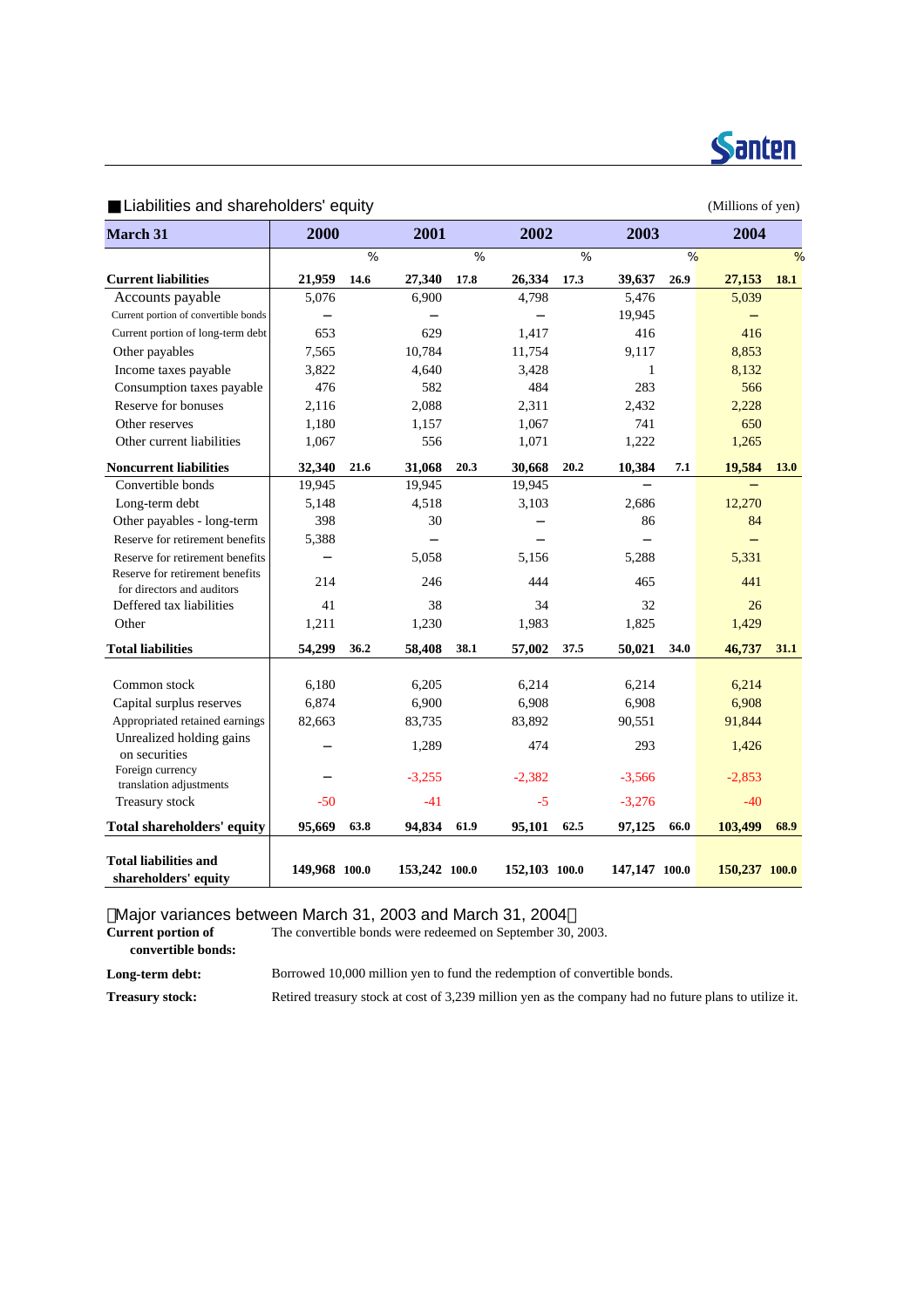## ■Liabilities and shareholders' equity

(Millions of yen)

| March 31 | 2000 | % | 2001 | % | 2002 | % | 2003 | % | 2004 | % |
|---|---|---|---|---|---|---|---|---|---|---|
| **Current liabilities** | **21,959** | **14.6** | **27,340** | **17.8** | **26,334** | **17.3** | **39,637** | **26.9** | **27,153** | **18.1** |
| Accounts payable | 5,076 | | 6,900 | | 4,798 | | 5,476 | | 5,039 | |
| Current portion of convertible bonds | – | | – | | – | | 19,945 | | – | |
| Current portion of long-term debt | 653 | | 629 | | 1,417 | | 416 | | 416 | |
| Other payables | 7,565 | | 10,784 | | 11,754 | | 9,117 | | 8,853 | |
| Income taxes payable | 3,822 | | 4,640 | | 3,428 | | 1 | | 8,132 | |
| Consumption taxes payable | 476 | | 582 | | 484 | | 283 | | 566 | |
| Reserve for bonuses | 2,116 | | 2,088 | | 2,311 | | 2,432 | | 2,228 | |
| Other reserves | 1,180 | | 1,157 | | 1,067 | | 741 | | 650 | |
| Other current liabilities | 1,067 | | 556 | | 1,071 | | 1,222 | | 1,265 | |
| **Noncurrent liabilities** | **32,340** | **21.6** | **31,068** | **20.3** | **30,668** | **20.2** | **10,384** | **7.1** | **19,584** | **13.0** |
| Convertible bonds | 19,945 | | 19,945 | | 19,945 | | – | | – | |
| Long-term debt | 5,148 | | 4,518 | | 3,103 | | 2,686 | | 12,270 | |
| Other payables - long-term | 398 | | 30 | | – | | 86 | | 84 | |
| Reserve for retirement benefits | 5,388 | | – | | – | | – | | – | |
| Reserve for retirement benefits | – | | 5,058 | | 5,156 | | 5,288 | | 5,331 | |
| Reserve for retirement benefits for directors and auditors | 214 | | 246 | | 444 | | 465 | | 441 | |
| Deffered tax liabilities | 41 | | 38 | | 34 | | 32 | | 26 | |
| Other | 1,211 | | 1,230 | | 1,983 | | 1,825 | | 1,429 | |
| **Total liabilities** | **54,299** | **36.2** | **58,408** | **38.1** | **57,002** | **37.5** | **50,021** | **34.0** | **46,737** | **31.1** |
| Common stock | 6,180 | | 6,205 | | 6,214 | | 6,214 | | 6,214 | |
| Capital surplus reserves | 6,874 | | 6,900 | | 6,908 | | 6,908 | | 6,908 | |
| Appropriated retained earnings | 82,663 | | 83,735 | | 83,892 | | 90,551 | | 91,844 | |
| Unrealized holding gains on securities | – | | 1,289 | | 474 | | 293 | | 1,426 | |
| Foreign currency translation adjustments | – | | -3,255 | | -2,382 | | -3,566 | | -2,853 | |
| Treasury stock | -50 | | -41 | | -5 | | -3,276 | | -40 | |
| **Total shareholders' equity** | **95,669** | **63.8** | **94,834** | **61.9** | **95,101** | **62.5** | **97,125** | **66.0** | **103,499** | **68.9** |
| **Total liabilities and shareholders' equity** | **149,968** | **100.0** | **153,242** | **100.0** | **152,103** | **100.0** | **147,147** | **100.0** | **150,237** | **100.0** |

〈Major variances between March 31, 2003 and March 31, 2004〉

**Current portion of convertible bonds:** The convertible bonds were redeemed on September 30, 2003.

**Long-term debt:** Borrowed 10,000 million yen to fund the redemption of convertible bonds.

**Treasury stock:** Retired treasury stock at cost of 3,239 million yen as the company had no future plans to utilize it.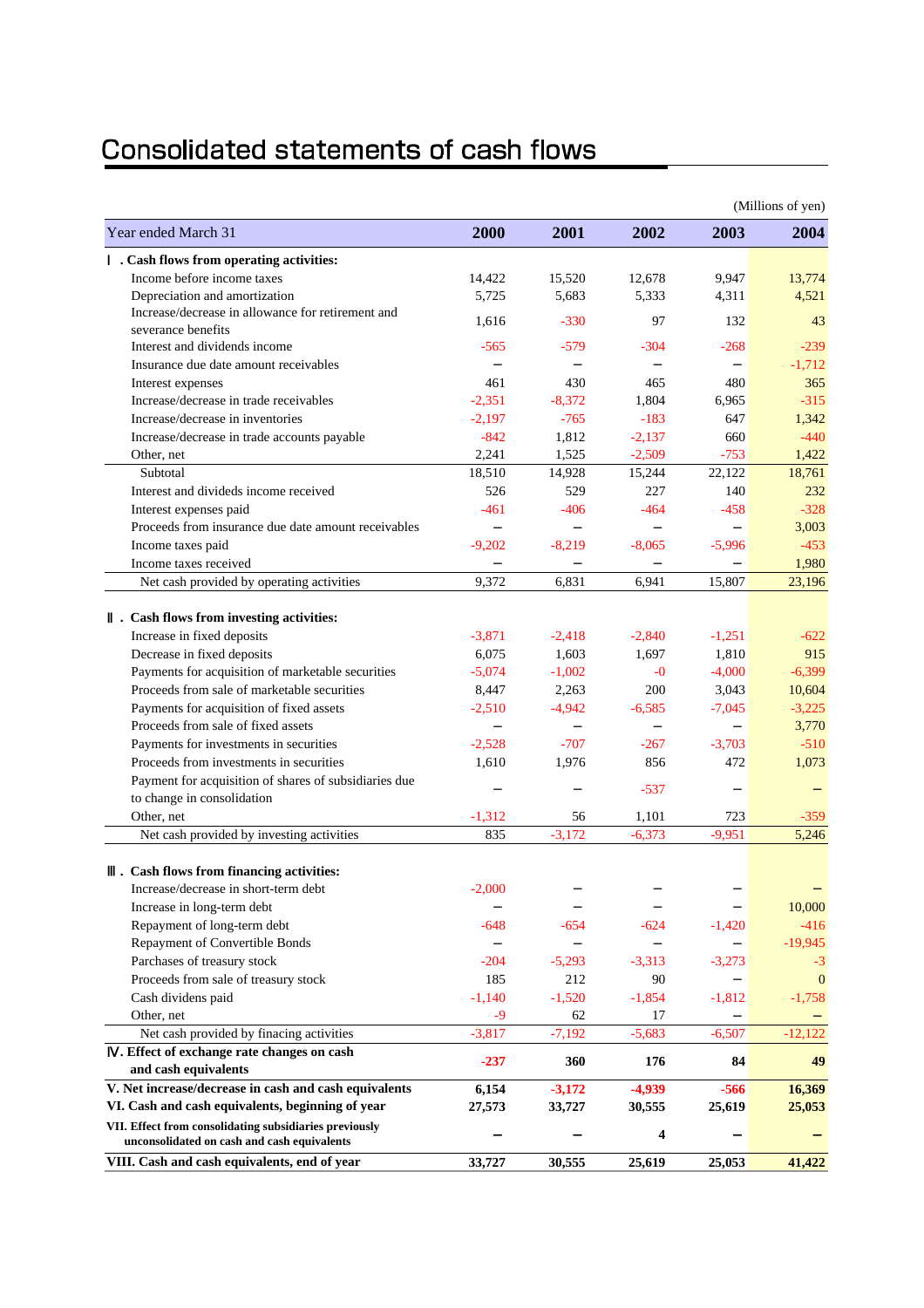# Consolidated statements of cash flows

(Millions of yen)

| Year ended March 31 | 2000 | 2001 | 2002 | 2003 | 2004 |
|---|---|---|---|---|---|
| **Ⅰ. Cash flows from operating activities:** | | | | | |
| Income before income taxes | 14,422 | 15,520 | 12,678 | 9,947 | 13,774 |
| Depreciation and amortization | 5,725 | 5,683 | 5,333 | 4,311 | 4,521 |
| Increase/decrease in allowance for retirement and severance benefits | 1,616 | -330 | 97 | 132 | 43 |
| Interest and dividends income | -565 | -579 | -304 | -268 | -239 |
| Insurance due date amount receivables | – | – | – | – | -1,712 |
| Interest expenses | 461 | 430 | 465 | 480 | 365 |
| Increase/decrease in trade receivables | -2,351 | -8,372 | 1,804 | 6,965 | -315 |
| Increase/decrease in inventories | -2,197 | -765 | -183 | 647 | 1,342 |
| Increase/decrease in trade accounts payable | -842 | 1,812 | -2,137 | 660 | -440 |
| Other, net | 2,241 | 1,525 | -2,509 | -753 | 1,422 |
| Subtotal | 18,510 | 14,928 | 15,244 | 22,122 | 18,761 |
| Interest and divideds income received | 526 | 529 | 227 | 140 | 232 |
| Interest expenses paid | -461 | -406 | -464 | -458 | -328 |
| Proceeds from insurance due date amount receivables | – | – | – | – | 3,003 |
| Income taxes paid | -9,202 | -8,219 | -8,065 | -5,996 | -453 |
| Income taxes received | – | – | – | – | 1,980 |
| Net cash provided by operating activities | 9,372 | 6,831 | 6,941 | 15,807 | 23,196 |
| **Ⅱ. Cash flows from investing activities:** | | | | | |
| Increase in fixed deposits | -3,871 | -2,418 | -2,840 | -1,251 | -622 |
| Decrease in fixed deposits | 6,075 | 1,603 | 1,697 | 1,810 | 915 |
| Payments for acquisition of marketable securities | -5,074 | -1,002 | -0 | -4,000 | -6,399 |
| Proceeds from sale of marketable securities | 8,447 | 2,263 | 200 | 3,043 | 10,604 |
| Payments for acquisition of fixed assets | -2,510 | -4,942 | -6,585 | -7,045 | -3,225 |
| Proceeds from sale of fixed assets | – | – | – | – | 3,770 |
| Payments for investments in securities | -2,528 | -707 | -267 | -3,703 | -510 |
| Proceeds from investments in securities | 1,610 | 1,976 | 856 | 472 | 1,073 |
| Payment for acquisition of shares of subsidiaries due to change in consolidation | – | – | -537 | – | – |
| Other, net | -1,312 | 56 | 1,101 | 723 | -359 |
| Net cash provided by investing activities | 835 | -3,172 | -6,373 | -9,951 | 5,246 |
| **Ⅲ. Cash flows from financing activities:** | | | | | |
| Increase/decrease in short-term debt | -2,000 | – | – | – | – |
| Increase in long-term debt | – | – | – | – | 10,000 |
| Repayment of long-term debt | -648 | -654 | -624 | -1,420 | -416 |
| Repayment of Convertible Bonds | – | – | – | – | -19,945 |
| Parchases of treasury stock | -204 | -5,293 | -3,313 | -3,273 | -3 |
| Proceeds from sale of treasury stock | 185 | 212 | 90 | – | 0 |
| Cash dividens paid | -1,140 | -1,520 | -1,854 | -1,812 | -1,758 |
| Other, net | -9 | 62 | 17 | – | – |
| Net cash provided by finacing activities | -3,817 | -7,192 | -5,683 | -6,507 | -12,122 |
| **Ⅳ. Effect of exchange rate changes on cash and cash equivalents** | **-237** | **360** | **176** | **84** | **49** |
| **V. Net increase/decrease in cash and cash equivalents** | **6,154** | **-3,172** | **-4,939** | **-566** | **16,369** |
| **VI. Cash and cash equivalents, beginning of year** | **27,573** | **33,727** | **30,555** | **25,619** | **25,053** |
| **VII. Effect from consolidating subsidiaries previously unconsolidated on cash and cash equivalents** | **–** | **–** | **4** | **–** | **–** |
| **VIII. Cash and cash equivalents, end of year** | **33,727** | **30,555** | **25,619** | **25,053** | **41,422** |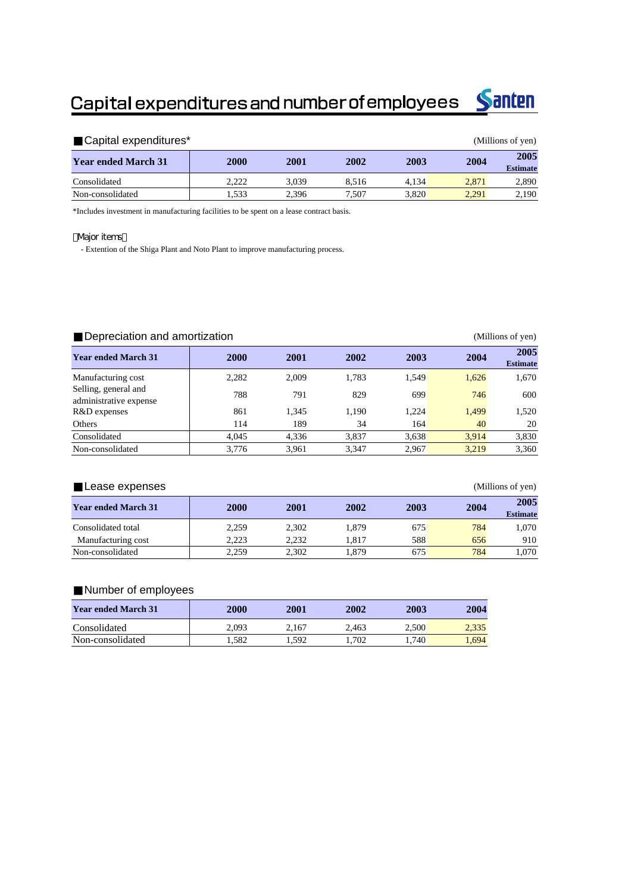# Capital expenditures and number of employees

Santen

## ■Capital expenditures*

(Millions of yen)

| Year ended March 31 | 2000 | 2001 | 2002 | 2003 | 2004 | 2005 Estimate |
|---|---|---|---|---|---|---|
| Consolidated | 2,222 | 3,039 | 8,516 | 4,134 | 2,871 | 2,890 |
| Non-consolidated | 1,533 | 2,396 | 7,507 | 3,820 | 2,291 | 2,190 |

*Includes investment in manufacturing facilities to be spent on a lease contract basis.

Major items

- Extention of the Shiga Plant and Noto Plant to improve manufacturing process.

## ■Depreciation and amortization

(Millions of yen)

| Year ended March 31 | 2000 | 2001 | 2002 | 2003 | 2004 | 2005 Estimate |
|---|---|---|---|---|---|---|
| Manufacturing cost | 2,282 | 2,009 | 1,783 | 1,549 | 1,626 | 1,670 |
| Selling, general and administrative expense | 788 | 791 | 829 | 699 | 746 | 600 |
| R&D expenses | 861 | 1,345 | 1,190 | 1,224 | 1,499 | 1,520 |
| Others | 114 | 189 | 34 | 164 | 40 | 20 |
| Consolidated | 4,045 | 4,336 | 3,837 | 3,638 | 3,914 | 3,830 |
| Non-consolidated | 3,776 | 3,961 | 3,347 | 2,967 | 3,219 | 3,360 |

## ■Lease expenses

(Millions of yen)

| Year ended March 31 | 2000 | 2001 | 2002 | 2003 | 2004 | 2005 Estimate |
|---|---|---|---|---|---|---|
| Consolidated total | 2,259 | 2,302 | 1,879 | 675 | 784 | 1,070 |
| Manufacturing cost | 2,223 | 2,232 | 1,817 | 588 | 656 | 910 |
| Non-consolidated | 2,259 | 2,302 | 1,879 | 675 | 784 | 1,070 |

## ■Number of employees

| Year ended March 31 | 2000 | 2001 | 2002 | 2003 | 2004 |
|---|---|---|---|---|---|
| Consolidated | 2,093 | 2,167 | 2,463 | 2,500 | 2,335 |
| Non-consolidated | 1,582 | 1,592 | 1,702 | 1,740 | 1,694 |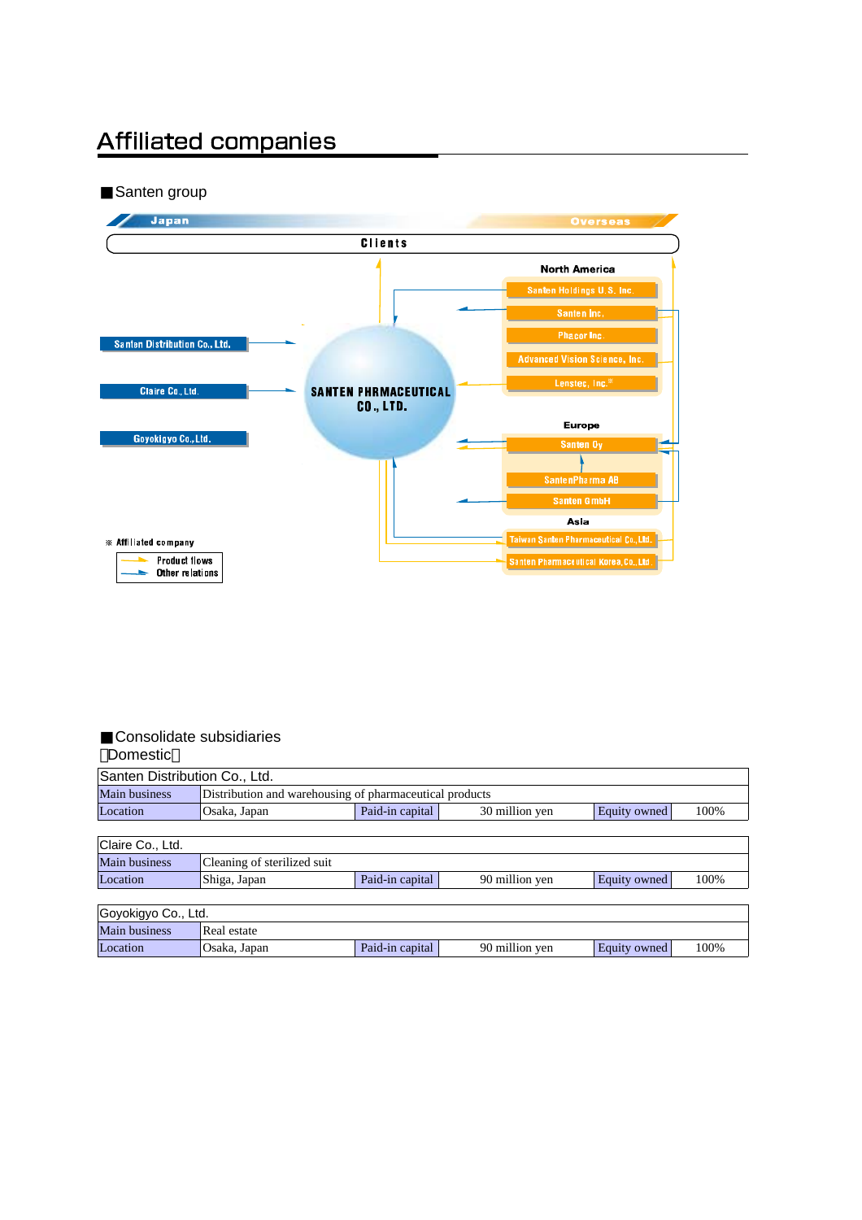# Affiliated companies

■Santen group

Japan

Overseas

Clients

North America

Santen Holdings U.S. Inc.

Santen Inc.

Phacor Inc.

Advanced Vision Science, Inc.

Lenstec, Inc.※

Santen Distribution Co., Ltd.

Claire Co., Ltd.

Goyokigyo Co., Ltd.

SANTEN PHRMACEUTICAL CO., LTD.

Europe

Santen Oy

SantenPharma AB

Santen GmbH

Asia

Taiwan Santen Pharmaceutical Co., Ltd.

Santen Pharmaceutical Korea, Co., Ltd.

※ Affiliated company

Product flows

Other relations

■Consolidate subsidiaries

〈Domestic〉

| Santen Distribution Co., Ltd. | | | | | |
|---|---|---|---|---|---|
| Main business | Distribution and warehousing of pharmaceutical products | | | | |
| Location | Osaka, Japan | Paid-in capital | 30 million yen | Equity owned | 100% |

| Claire Co., Ltd. | | | | | |
|---|---|---|---|---|---|
| Main business | Cleaning of sterilized suit | | | | |
| Location | Shiga, Japan | Paid-in capital | 90 million yen | Equity owned | 100% |

| Goyokigyo Co., Ltd. | | | | | |
|---|---|---|---|---|---|
| Main business | Real estate | | | | |
| Location | Osaka, Japan | Paid-in capital | 90 million yen | Equity owned | 100% |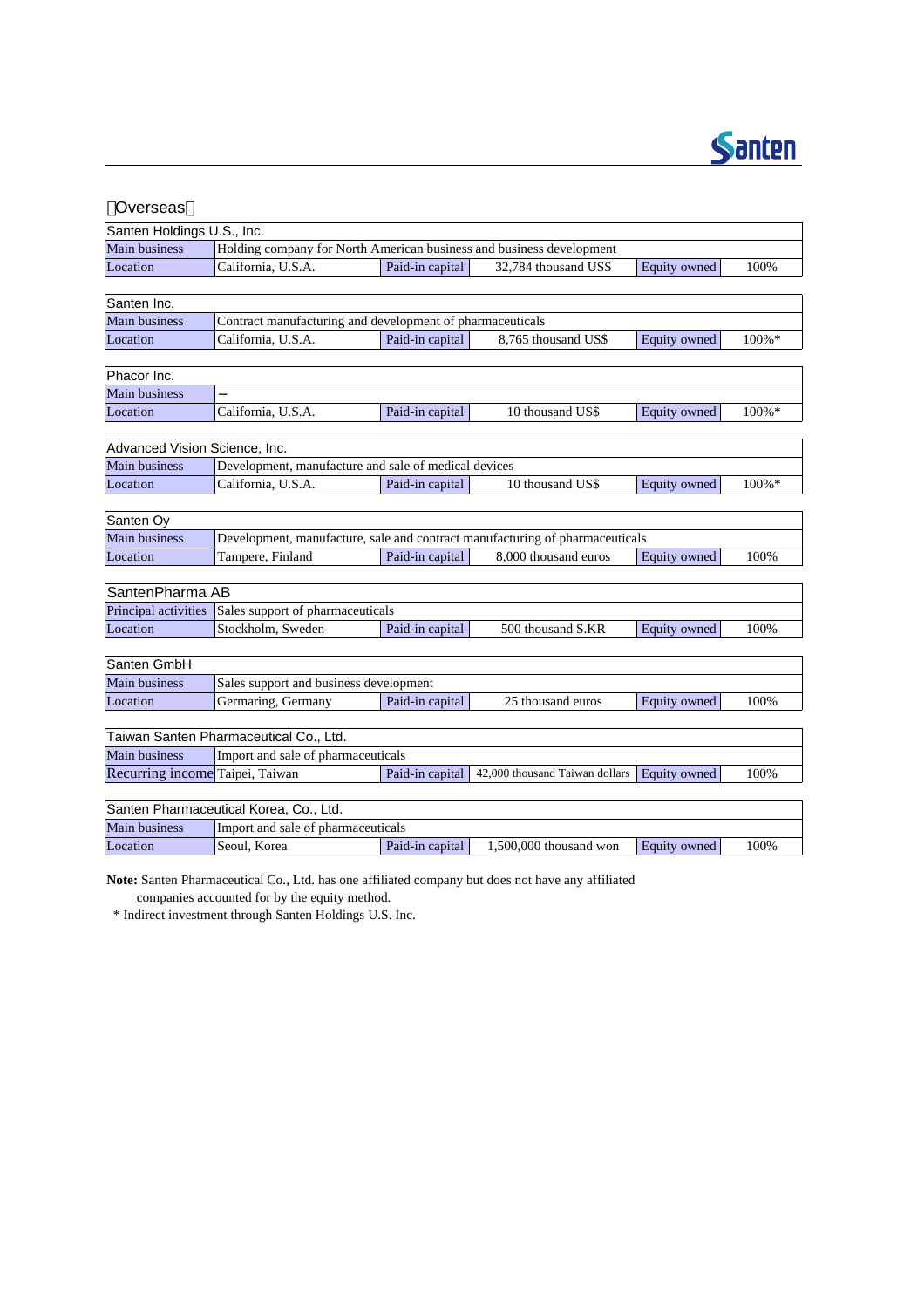【Overseas】

| Santen Holdings U.S., Inc. | | | | | |
|---|---|---|---|---|---|
| Main business | Holding company for North American business and business development | | | | |
| Location | California, U.S.A. | Paid-in capital | 32,784 thousand US$ | Equity owned | 100% |

| Santen Inc. | | | | | |
|---|---|---|---|---|---|
| Main business | Contract manufacturing and development of pharmaceuticals | | | | |
| Location | California, U.S.A. | Paid-in capital | 8,765 thousand US$ | Equity owned | 100%* |

| Phacor Inc. | | | | | |
|---|---|---|---|---|---|
| Main business | – | | | | |
| Location | California, U.S.A. | Paid-in capital | 10 thousand US$ | Equity owned | 100%* |

| Advanced Vision Science, Inc. | | | | | |
|---|---|---|---|---|---|
| Main business | Development, manufacture and sale of medical devices | | | | |
| Location | California, U.S.A. | Paid-in capital | 10 thousand US$ | Equity owned | 100%* |

| Santen Oy | | | | | |
|---|---|---|---|---|---|
| Main business | Development, manufacture, sale and contract manufacturing of pharmaceuticals | | | | |
| Location | Tampere, Finland | Paid-in capital | 8,000 thousand euros | Equity owned | 100% |

| SantenPharma AB | | | | | |
|---|---|---|---|---|---|
| Principal activities | Sales support of pharmaceuticals | | | | |
| Location | Stockholm, Sweden | Paid-in capital | 500 thousand S.KR | Equity owned | 100% |

| Santen GmbH | | | | | |
|---|---|---|---|---|---|
| Main business | Sales support and business development | | | | |
| Location | Germaring, Germany | Paid-in capital | 25 thousand euros | Equity owned | 100% |

| Taiwan Santen Pharmaceutical Co., Ltd. | | | | | |
|---|---|---|---|---|---|
| Main business | Import and sale of pharmaceuticals | | | | |
| Recurring income | Taipei, Taiwan | Paid-in capital | 42,000 thousand Taiwan dollars | Equity owned | 100% |

| Santen Pharmaceutical Korea, Co., Ltd. | | | | | |
|---|---|---|---|---|---|
| Main business | Import and sale of pharmaceuticals | | | | |
| Location | Seoul, Korea | Paid-in capital | 1,500,000 thousand won | Equity owned | 100% |

**Note:** Santen Pharmaceutical Co., Ltd. has one affiliated company but does not have any affiliated companies accounted for by the equity method.

\* Indirect investment through Santen Holdings U.S. Inc.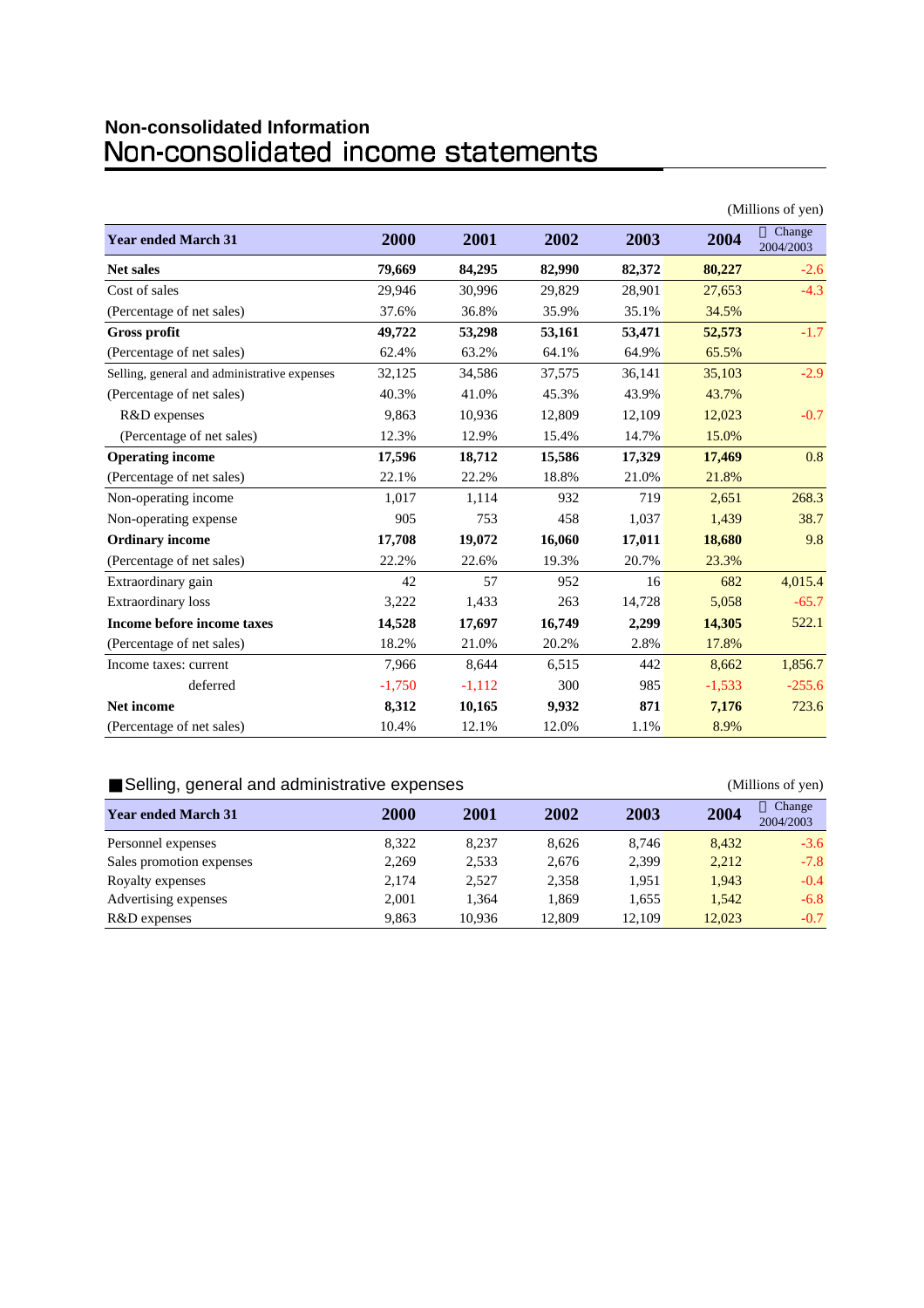## Non-consolidated Information

# Non-consolidated income statements

(Millions of yen)

| Year ended March 31 | 2000 | 2001 | 2002 | 2003 | 2004 | Change 2004/2003 |
|---|---|---|---|---|---|---|
| **Net sales** | **79,669** | **84,295** | **82,990** | **82,372** | **80,227** | -2.6 |
| Cost of sales | 29,946 | 30,996 | 29,829 | 28,901 | 27,653 | -4.3 |
| (Percentage of net sales) | 37.6% | 36.8% | 35.9% | 35.1% | 34.5% | |
| **Gross profit** | **49,722** | **53,298** | **53,161** | **53,471** | **52,573** | -1.7 |
| (Percentage of net sales) | 62.4% | 63.2% | 64.1% | 64.9% | 65.5% | |
| Selling, general and administrative expenses | 32,125 | 34,586 | 37,575 | 36,141 | 35,103 | -2.9 |
| (Percentage of net sales) | 40.3% | 41.0% | 45.3% | 43.9% | 43.7% | |
| R&D expenses | 9,863 | 10,936 | 12,809 | 12,109 | 12,023 | -0.7 |
| (Percentage of net sales) | 12.3% | 12.9% | 15.4% | 14.7% | 15.0% | |
| **Operating income** | **17,596** | **18,712** | **15,586** | **17,329** | **17,469** | 0.8 |
| (Percentage of net sales) | 22.1% | 22.2% | 18.8% | 21.0% | 21.8% | |
| Non-operating income | 1,017 | 1,114 | 932 | 719 | 2,651 | 268.3 |
| Non-operating expense | 905 | 753 | 458 | 1,037 | 1,439 | 38.7 |
| **Ordinary income** | **17,708** | **19,072** | **16,060** | **17,011** | **18,680** | 9.8 |
| (Percentage of net sales) | 22.2% | 22.6% | 19.3% | 20.7% | 23.3% | |
| Extraordinary gain | 42 | 57 | 952 | 16 | 682 | 4,015.4 |
| Extraordinary loss | 3,222 | 1,433 | 263 | 14,728 | 5,058 | -65.7 |
| **Income before income taxes** | **14,528** | **17,697** | **16,749** | **2,299** | **14,305** | 522.1 |
| (Percentage of net sales) | 18.2% | 21.0% | 20.2% | 2.8% | 17.8% | |
| Income taxes: current | 7,966 | 8,644 | 6,515 | 442 | 8,662 | 1,856.7 |
| deferred | -1,750 | -1,112 | 300 | 985 | -1,533 | -255.6 |
| **Net income** | **8,312** | **10,165** | **9,932** | **871** | **7,176** | 723.6 |
| (Percentage of net sales) | 10.4% | 12.1% | 12.0% | 1.1% | 8.9% | |

## ■Selling, general and administrative expenses

(Millions of yen)

| Year ended March 31 | 2000 | 2001 | 2002 | 2003 | 2004 | Change 2004/2003 |
|---|---|---|---|---|---|---|
| Personnel expenses | 8,322 | 8,237 | 8,626 | 8,746 | 8,432 | -3.6 |
| Sales promotion expenses | 2,269 | 2,533 | 2,676 | 2,399 | 2,212 | -7.8 |
| Royalty expenses | 2,174 | 2,527 | 2,358 | 1,951 | 1,943 | -0.4 |
| Advertising expenses | 2,001 | 1,364 | 1,869 | 1,655 | 1,542 | -6.8 |
| R&D expenses | 9,863 | 10,936 | 12,809 | 12,109 | 12,023 | -0.7 |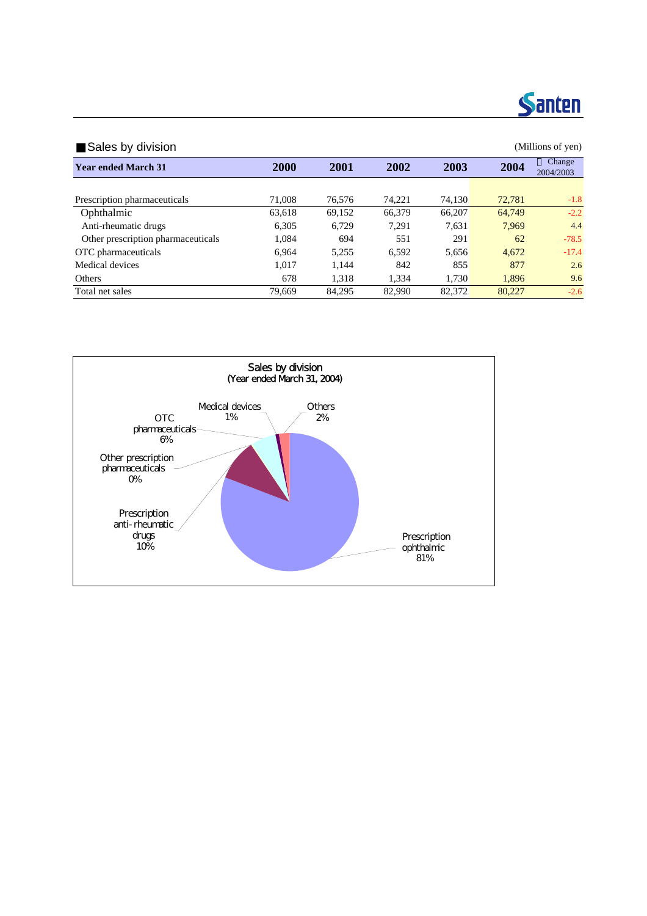## ■Sales by division

(Millions of yen)

| Year ended March 31 | 2000 | 2001 | 2002 | 2003 | 2004 | Change 2004/2003 |
|---|---|---|---|---|---|---|
| Prescription pharmaceuticals | 71,008 | 76,576 | 74,221 | 74,130 | 72,781 | -1.8 |
| Ophthalmic | 63,618 | 69,152 | 66,379 | 66,207 | 64,749 | -2.2 |
| Anti-rheumatic drugs | 6,305 | 6,729 | 7,291 | 7,631 | 7,969 | 4.4 |
| Other prescription pharmaceuticals | 1,084 | 694 | 551 | 291 | 62 | -78.5 |
| OTC pharmaceuticals | 6,964 | 5,255 | 6,592 | 5,656 | 4,672 | -17.4 |
| Medical devices | 1,017 | 1,144 | 842 | 855 | 877 | 2.6 |
| Others | 678 | 1,318 | 1,334 | 1,730 | 1,896 | 9.6 |
| Total net sales | 79,669 | 84,295 | 82,990 | 82,372 | 80,227 | -2.6 |

Sales by division
(Year ended March 31, 2004)

- Prescription ophthalmic 81%
- Prescription anti-rheumatic drugs 10%
- Other prescription pharmaceuticals 0%
- OTC pharmaceuticals 6%
- Medical devices 1%
- Others 2%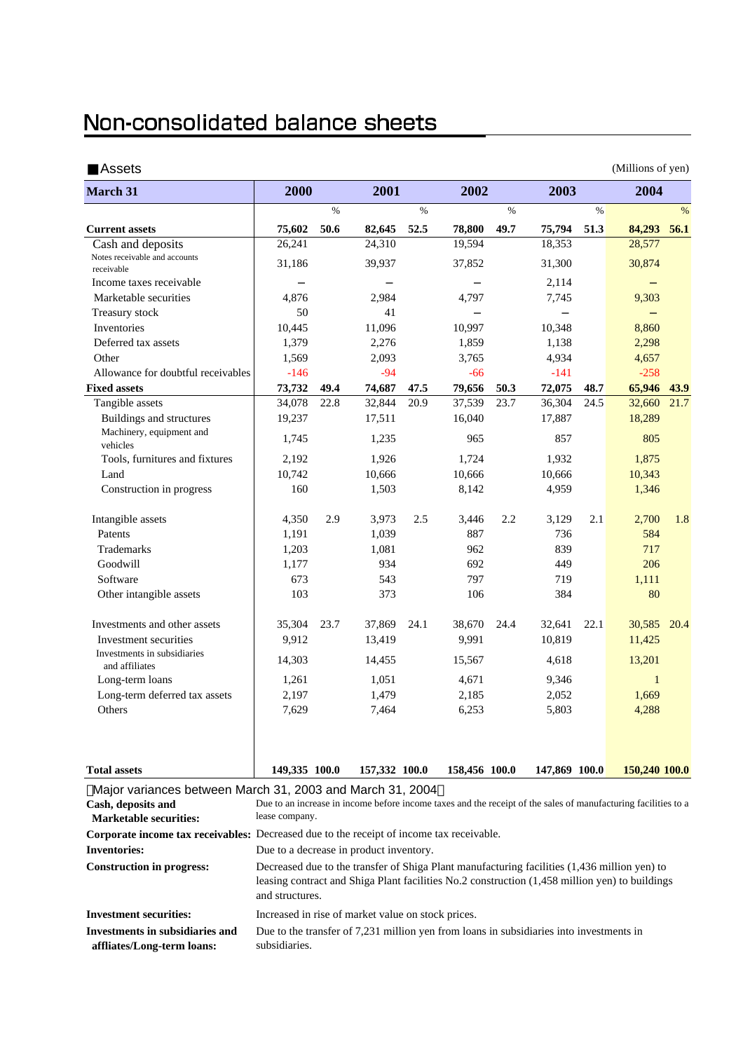# Non-consolidated balance sheets

■Assets (Millions of yen)

| March 31 | 2000 | | 2001 | | 2002 | | 2003 | | 2004 | |
|---|---|---|---|---|---|---|---|---|---|---|
| | | % | | % | | % | | % | | % |
| **Current assets** | **75,602** | **50.6** | **82,645** | **52.5** | **78,800** | **49.7** | **75,794** | **51.3** | **84,293** | **56.1** |
| Cash and deposits | 26,241 | | 24,310 | | 19,594 | | 18,353 | | 28,577 | |
| Notes receivable and accounts receivable | 31,186 | | 39,937 | | 37,852 | | 31,300 | | 30,874 | |
| Income taxes receivable | – | | – | | – | | 2,114 | | – | |
| Marketable securities | 4,876 | | 2,984 | | 4,797 | | 7,745 | | 9,303 | |
| Treasury stock | 50 | | 41 | | – | | – | | – | |
| Inventories | 10,445 | | 11,096 | | 10,997 | | 10,348 | | 8,860 | |
| Deferred tax assets | 1,379 | | 2,276 | | 1,859 | | 1,138 | | 2,298 | |
| Other | 1,569 | | 2,093 | | 3,765 | | 4,934 | | 4,657 | |
| Allowance for doubtful receivables | -146 | | -94 | | -66 | | -141 | | -258 | |
| **Fixed assets** | **73,732** | **49.4** | **74,687** | **47.5** | **79,656** | **50.3** | **72,075** | **48.7** | **65,946** | **43.9** |
| Tangible assets | 34,078 | 22.8 | 32,844 | 20.9 | 37,539 | 23.7 | 36,304 | 24.5 | 32,660 | 21.7 |
| Buildings and structures | 19,237 | | 17,511 | | 16,040 | | 17,887 | | 18,289 | |
| Machinery, equipment and vehicles | 1,745 | | 1,235 | | 965 | | 857 | | 805 | |
| Tools, furnitures and fixtures | 2,192 | | 1,926 | | 1,724 | | 1,932 | | 1,875 | |
| Land | 10,742 | | 10,666 | | 10,666 | | 10,666 | | 10,343 | |
| Construction in progress | 160 | | 1,503 | | 8,142 | | 4,959 | | 1,346 | |
| Intangible assets | 4,350 | 2.9 | 3,973 | 2.5 | 3,446 | 2.2 | 3,129 | 2.1 | 2,700 | 1.8 |
| Patents | 1,191 | | 1,039 | | 887 | | 736 | | 584 | |
| Trademarks | 1,203 | | 1,081 | | 962 | | 839 | | 717 | |
| Goodwill | 1,177 | | 934 | | 692 | | 449 | | 206 | |
| Software | 673 | | 543 | | 797 | | 719 | | 1,111 | |
| Other intangible assets | 103 | | 373 | | 106 | | 384 | | 80 | |
| Investments and other assets | 35,304 | 23.7 | 37,869 | 24.1 | 38,670 | 24.4 | 32,641 | 22.1 | 30,585 | 20.4 |
| Investment securities | 9,912 | | 13,419 | | 9,991 | | 10,819 | | 11,425 | |
| Investments in subsidiaries and affiliates | 14,303 | | 14,455 | | 15,567 | | 4,618 | | 13,201 | |
| Long-term loans | 1,261 | | 1,051 | | 4,671 | | 9,346 | | 1 | |
| Long-term deferred tax assets | 2,197 | | 1,479 | | 2,185 | | 2,052 | | 1,669 | |
| Others | 7,629 | | 7,464 | | 6,253 | | 5,803 | | 4,288 | |
| **Total assets** | **149,335** | **100.0** | **157,332** | **100.0** | **158,456** | **100.0** | **147,869** | **100.0** | **150,240** | **100.0** |

〈Major variances between March 31, 2003 and March 31, 2004〉

**Cash, deposits and Marketable securities:** Due to an increase in income before income taxes and the receipt of the sales of manufacturing facilities to a lease company.

**Corporate income tax receivables:** Decreased due to the receipt of income tax receivable.

**Inventories:** Due to a decrease in product inventory.

**Construction in progress:** Decreased due to the transfer of Shiga Plant manufacturing facilities (1,436 million yen) to leasing contract and Shiga Plant facilities No.2 construction (1,458 million yen) to buildings and structures.

**Investment securities:** Increased in rise of market value on stock prices.

**Investments in subsidiaries and affiliates/Long-term loans:** Due to the transfer of 7,231 million yen from loans in subsidiaries into investments in subsidiaries.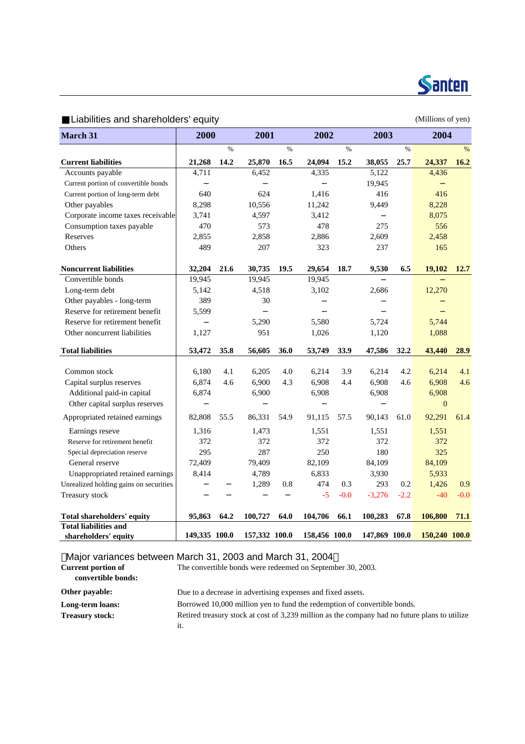## ■Liabilities and shareholders' equity

(Millions of yen)

| March 31 | 2000 | | 2001 | | 2002 | | 2003 | | 2004 | |
|---|---|---|---|---|---|---|---|---|---|---|
| | | % | | % | | % | | % | | % |
| **Current liabilities** | **21,268** | **14.2** | **25,870** | **16.5** | **24,094** | **15.2** | **38,055** | **25.7** | **24,337** | **16.2** |
| Accounts payable | 4,711 | | 6,452 | | 4,335 | | 5,122 | | 4,436 | |
| Current portion of convertible bonds | – | | – | | – | | 19,945 | | – | |
| Current portion of long-term debt | 640 | | 624 | | 1,416 | | 416 | | 416 | |
| Other payables | 8,298 | | 10,556 | | 11,242 | | 9,449 | | 8,228 | |
| Corporate income taxes receivable | 3,741 | | 4,597 | | 3,412 | | – | | 8,075 | |
| Consumption taxes payable | 470 | | 573 | | 478 | | 275 | | 556 | |
| Reserves | 2,855 | | 2,858 | | 2,886 | | 2,609 | | 2,458 | |
| Others | 489 | | 207 | | 323 | | 237 | | 165 | |
| **Noncurrent liabilities** | **32,204** | **21.6** | **30,735** | **19.5** | **29,654** | **18.7** | **9,530** | **6.5** | **19,102** | **12.7** |
| Convertible bonds | 19,945 | | 19,945 | | 19,945 | | – | | – | |
| Long-term debt | 5,142 | | 4,518 | | 3,102 | | 2,686 | | 12,270 | |
| Other payables - long-term | 389 | | 30 | | – | | – | | – | |
| Reserve for retirement benefit | 5,599 | | – | | – | | – | | – | |
| Reserve for retirement benefit | – | | 5,290 | | 5,580 | | 5,724 | | 5,744 | |
| Other noncurrent liabilities | 1,127 | | 951 | | 1,026 | | 1,120 | | 1,088 | |
| **Total liabilities** | **53,472** | **35.8** | **56,605** | **36.0** | **53,749** | **33.9** | **47,586** | **32.2** | **43,440** | **28.9** |
| Common stock | 6,180 | 4.1 | 6,205 | 4.0 | 6,214 | 3.9 | 6,214 | 4.2 | 6,214 | 4.1 |
| Capital surplus reserves | 6,874 | 4.6 | 6,900 | 4.3 | 6,908 | 4.4 | 6,908 | 4.6 | 6,908 | 4.6 |
| Additional paid-in capital | 6,874 | | 6,900 | | 6,908 | | 6,908 | | 6,908 | |
| Other capital surplus reserves | – | | – | | – | | – | | 0 | |
| Appropriated retained earnings | 82,808 | 55.5 | 86,331 | 54.9 | 91,115 | 57.5 | 90,143 | 61.0 | 92,291 | 61.4 |
| Earnings reseve | 1,316 | | 1,473 | | 1,551 | | 1,551 | | 1,551 | |
| Reserve for retirement benefit | 372 | | 372 | | 372 | | 372 | | 372 | |
| Special depreciation reserve | 295 | | 287 | | 250 | | 180 | | 325 | |
| General reserve | 72,409 | | 79,409 | | 82,109 | | 84,109 | | 84,109 | |
| Unappropriated retained earnings | 8,414 | | 4,789 | | 6,833 | | 3,930 | | 5,933 | |
| Unrealized holding gains on securities | – | – | 1,289 | 0.8 | 474 | 0.3 | 293 | 0.2 | 1,426 | 0.9 |
| Treasury stock | – | – | – | – | -5 | -0.0 | -3,276 | -2.2 | -40 | -0.0 |
| **Total shareholders' equity** | **95,863** | **64.2** | **100,727** | **64.0** | **104,706** | **66.1** | **100,283** | **67.8** | **106,800** | **71.1** |
| **Total liabilities and shareholders' equity** | **149,335** | **100.0** | **157,332** | **100.0** | **158,456** | **100.0** | **147,869** | **100.0** | **150,240** | **100.0** |

【Major variances between March 31, 2003 and March 31, 2004】

**Current portion of convertible bonds:** The convertible bonds were redeemed on September 30, 2003.

**Other payable:** Due to a decrease in advertising expenses and fixed assets.

**Long-term loans:** Borrowed 10,000 million yen to fund the redemption of convertible bonds.

**Treasury stock:** Retired treasury stock at cost of 3,239 million as the company had no future plans to utilize it.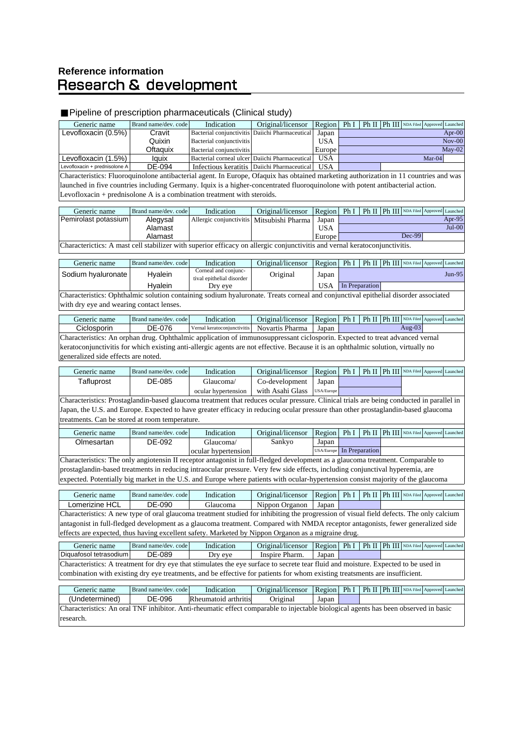## Reference information

# Research & development

### ■Pipeline of prescription pharmaceuticals (Clinical study)

Bar charts in the original are shown as follows: ■ marks the stage reached; dates and "In Preparation" appear in the column where they are shown.

| Generic name | Brand name/dev. code | Indication | Original/licensor | Region | Ph I | Ph II | Ph III | NDA Filed | Approved | Launched |
|---|---|---|---|---|---|---|---|---|---|---|
| Levofloxacin (0.5%) | Cravit | Bacterial conjunctivitis | Daiichi Pharmaceutical | Japan | | | | | | Apr-00 |
| | Quixin | Bacterial conjunctivitis | | USA | | | | | | Nov-00 |
| | Oftaquix | Bacterial conjunctivitis | | Europe | | | | | | May-02 |
| Levofloxacin (1.5%) | Iquix | Bacterial corneal ulcer | Daiichi Pharmaceutical | USA | | | | | Mar-04 | |
| Levofloxacin + prednisolone A | DE-094 | Infectious keratitis | Daiichi Pharmaceutical | USA | | ■ | | | | |

Characteristics: Fluoroquinolone antibacterial agent. In Europe, Ofaquix has obtained marketing authorization in 11 countries and was launched in five countries including Germany. Iquix is a higher-concentrated fluoroquinolone with potent antibacterial action. Levofloxacin + prednisolone A is a combination treatment with steroids.

| Generic name | Brand name/dev. code | Indication | Original/licensor | Region | Ph I | Ph II | Ph III | NDA Filed | Approved | Launched |
|---|---|---|---|---|---|---|---|---|---|---|
| Pemirolast potassium | Alegysal | Allergic conjunctivitis | Mitsubishi Pharma | Japan | | | | | | Apr-95 |
| | Alamast | | | USA | | | | | | Jul-00 |
| | Alamast | | | Europe | | | | Dec-99 | | |

Characterictics: A mast cell stabilizer with superior efficacy on allergic conjunctivitis and vernal keratoconjunctivitis.

| Generic name | Brand name/dev. code | Indication | Original/licensor | Region | Ph I | Ph II | Ph III | NDA Filed | Approved | Launched |
|---|---|---|---|---|---|---|---|---|---|---|
| Sodium hyaluronate | Hyalein | Corneal and conjunctival epithelial disorder | Original | Japan | | | | | | Jun-95 |
| | Hyalein | Dry eye | | USA | In Preparation | | | | | |

Characteristics: Ophthalmic solution containing sodium hyaluronate. Treats corneal and conjunctival epithelial disorder associated with dry eye and wearing contact lenses.

| Generic name | Brand name/dev. code | Indication | Original/licensor | Region | Ph I | Ph II | Ph III | NDA Filed | Approved | Launched |
|---|---|---|---|---|---|---|---|---|---|---|
| Ciclosporin | DE-076 | Vernal keratoconjunctivitis | Novartis Pharma | Japan | | | | Aug-03 | | |

Characteristics: An orphan drug. Ophthalmic application of immunosuppressant ciclosporin. Expected to treat advanced vernal keratoconjunctivitis for which existing anti-allergic agents are not effective. Because it is an ophthalmic solution, virtually no generalized side effects are noted.

| Generic name | Brand name/dev. code | Indication | Original/licensor | Region | Ph I | Ph II | Ph III | NDA Filed | Approved | Launched |
|---|---|---|---|---|---|---|---|---|---|---|
| Tafluprost | DE-085 | Glaucoma/ ocular hypertension | Co-development with Asahi Glass | Japan | | | ■ | | | |
| | | | | USA/Europe | | ■ | | | | |

Characteristics: Prostaglandin-based glaucoma treatment that reduces ocular pressure. Clinical trials are being conducted in parallel in Japan, the U.S. and Europe. Expected to have greater efficacy in reducing ocular pressure than other prostaglandin-based glaucoma treatments. Can be stored at room temperature.

| Generic name | Brand name/dev. code | Indication | Original/licensor | Region | Ph I | Ph II | Ph III | NDA Filed | Approved | Launched |
|---|---|---|---|---|---|---|---|---|---|---|
| Olmesartan | DE-092 | Glaucoma/ ocular hypertension | Sankyo | Japan | ■ | | | | | |
| | | | | USA/Europe | In Preparation | | | | | |

Characteristics: The only angiotensin II receptor antagonist in full-fledged development as a glaucoma treatment. Comparable to prostaglandin-based treatments in reducing intraocular pressure. Very few side effects, including conjunctival hyperemia, are expected. Potentially big market in the U.S. and Europe where patients with ocular-hypertension consist majority of the glaucoma

| Generic name | Brand name/dev. code | Indication | Original/licensor | Region | Ph I | Ph II | Ph III | NDA Filed | Approved | Launched |
|---|---|---|---|---|---|---|---|---|---|---|
| Lomerizine HCL | DE-090 | Glaucoma | Nippon Organon | Japan | | ■ | | | | |

Characteristics: A new type of oral glaucoma treatment studied for inhibiting the progression of visual field defects. The only calcium antagonist in full-fledged development as a glaucoma treatment. Compared with NMDA receptor antagonists, fewer generalized side effects are expected, thus having excellent safety. Marketed by Nippon Organon as a migraine drug.

| Generic name | Brand name/dev. code | Indication | Original/licensor | Region | Ph I | Ph II | Ph III | NDA Filed | Approved | Launched |
|---|---|---|---|---|---|---|---|---|---|---|
| Diquafosol tetrasodium | DE-089 | Dry eye | Inspire Pharm. | Japan | | ■ | | | | |

Characteristics: A treatment for dry eye that stimulates the eye surface to secrete tear fluid and moisture. Expected to be used in combination with existing dry eye treatments, and be effective for patients for whom existing treatsments are insufficient.

| Generic name | Brand name/dev. code | Indication | Original/licensor | Region | Ph I | Ph II | Ph III | NDA Filed | Approved | Launched |
|---|---|---|---|---|---|---|---|---|---|---|
| (Undetermined) | DE-096 | Rheumatoid arthritis | Original | Japan | ■ | | | | | |

Characteristics: An oral TNF inhibitor. Anti-rheumatic effect comparable to injectable biological agents has been observed in basic research.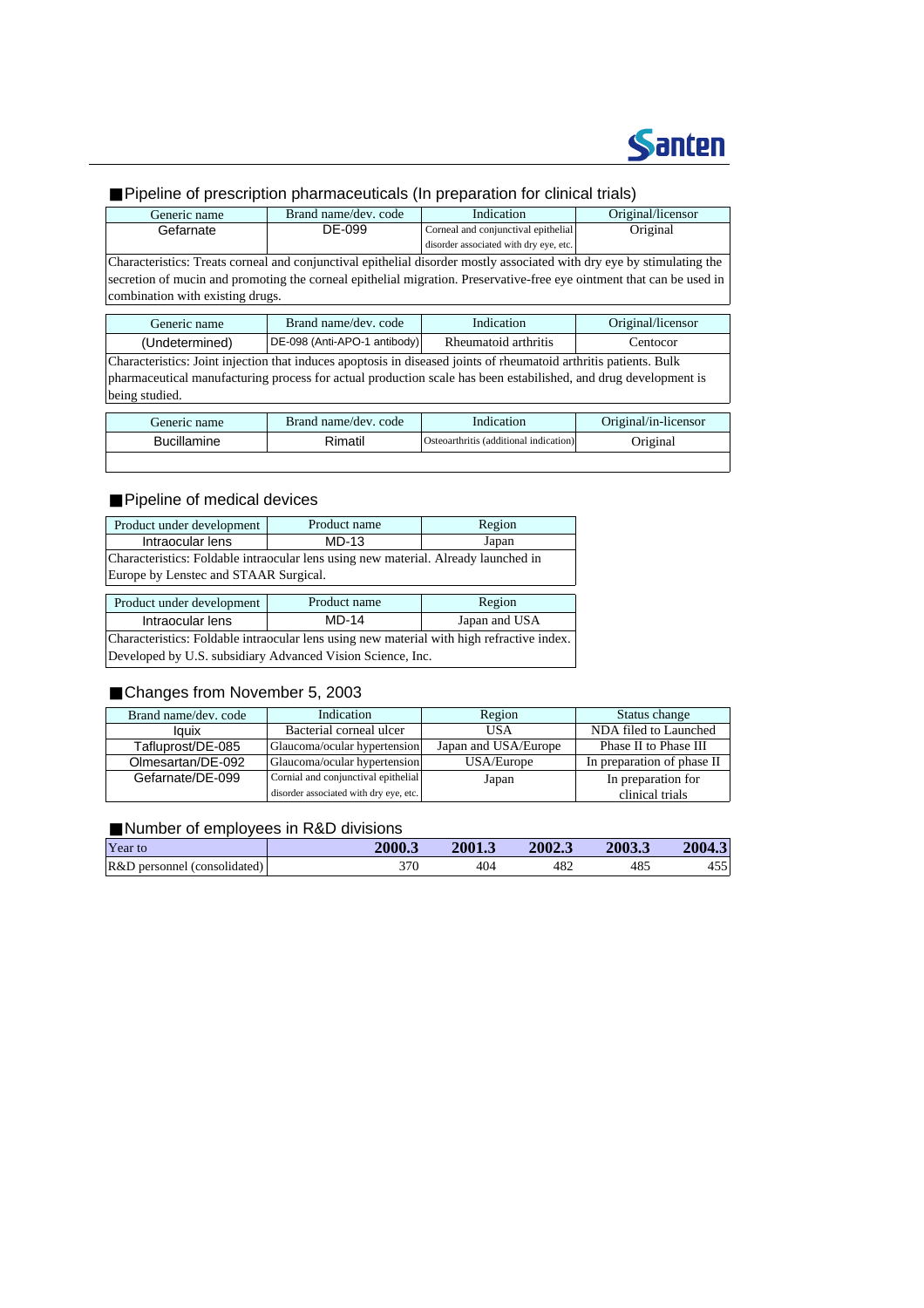## ■Pipeline of prescription pharmaceuticals (In preparation for clinical trials)

| Generic name | Brand name/dev. code | Indication | Original/licensor |
|---|---|---|---|
| Gefarnate | DE-099 | Corneal and conjunctival epithelial disorder associated with dry eye, etc. | Original |
| Characteristics: Treats corneal and conjunctival epithelial disorder mostly associated with dry eye by stimulating the secretion of mucin and promoting the corneal epithelial migration. Preservative-free eye ointment that can be used in combination with existing drugs. | | | |

| Generic name | Brand name/dev. code | Indication | Original/licensor |
|---|---|---|---|
| (Undetermined) | DE-098 (Anti-APO-1 antibody) | Rheumatoid arthritis | Centocor |
| Characteristics: Joint injection that induces apoptosis in diseased joints of rheumatoid arthritis patients. Bulk pharmaceutical manufacturing process for actual production scale has been estabilished, and drug development is being studied. | | | |

| Generic name | Brand name/dev. code | Indication | Original/in-licensor |
|---|---|---|---|
| Bucillamine | Rimatil | Osteoarthritis (additional indication) | Original |

## ■Pipeline of medical devices

| Product under development | Product name | Region |
|---|---|---|
| Intraocular lens | MD-13 | Japan |
| Characteristics: Foldable intraocular lens using new material. Already launched in Europe by Lenstec and STAAR Surgical. | | |

| Product under development | Product name | Region |
|---|---|---|
| Intraocular lens | MD-14 | Japan and USA |
| Characteristics: Foldable intraocular lens using new material with high refractive index. Developed by U.S. subsidiary Advanced Vision Science, Inc. | | |

## ■Changes from November 5, 2003

| Brand name/dev. code | Indication | Region | Status change |
|---|---|---|---|
| Iquix | Bacterial corneal ulcer | USA | NDA filed to Launched |
| Tafluprost/DE-085 | Glaucoma/ocular hypertension | Japan and USA/Europe | Phase II to Phase III |
| Olmesartan/DE-092 | Glaucoma/ocular hypertension | USA/Europe | In preparation of phase II |
| Gefarnate/DE-099 | Cornial and conjunctival epithelial disorder associated with dry eye, etc. | Japan | In preparation for clinical trials |

## ■Number of employees in R&D divisions

| Year to | 2000.3 | 2001.3 | 2002.3 | 2003.3 | 2004.3 |
|---|---|---|---|---|---|
| R&D personnel (consolidated) | 370 | 404 | 482 | 485 | 455 |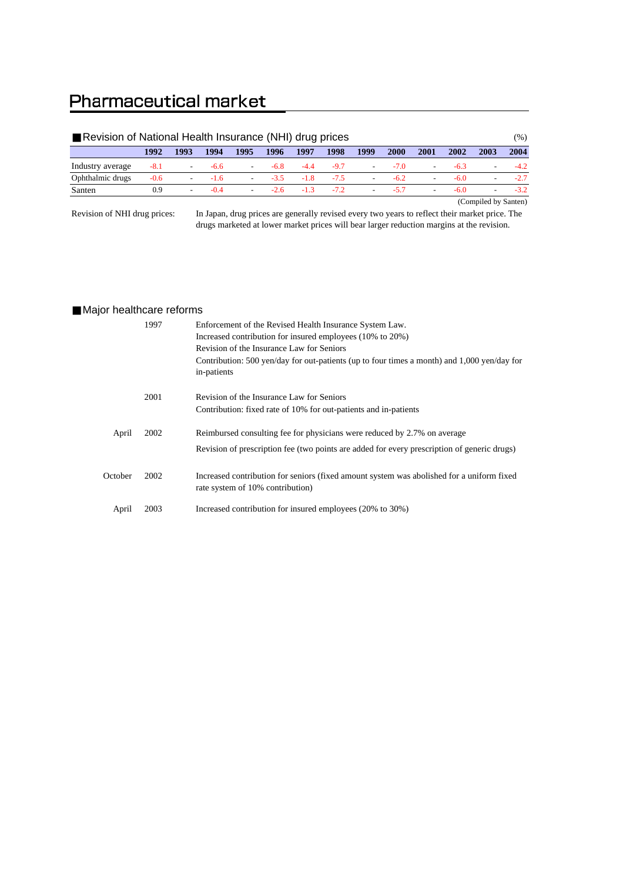# Pharmaceutical market

## ■Revision of National Health Insurance (NHI) drug prices

(%)

| | 1992 | 1993 | 1994 | 1995 | 1996 | 1997 | 1998 | 1999 | 2000 | 2001 | 2002 | 2003 | 2004 |
|---|---|---|---|---|---|---|---|---|---|---|---|---|---|
| Industry average | -8.1 | - | -6.6 | - | -6.8 | -4.4 | -9.7 | - | -7.0 | - | -6.3 | - | -4.2 |
| Ophthalmic drugs | -0.6 | - | -1.6 | - | -3.5 | -1.8 | -7.5 | - | -6.2 | - | -6.0 | - | -2.7 |
| Santen | 0.9 | - | -0.4 | - | -2.6 | -1.3 | -7.2 | - | -5.7 | - | -6.0 | - | -3.2 |

(Compiled by Santen)

Revision of NHI drug prices: In Japan, drug prices are generally revised every two years to reflect their market price. The drugs marketed at lower market prices will bear larger reduction margins at the revision.

## ■Major healthcare reforms

**1997**
Enforcement of the Revised Health Insurance System Law.
Increased contribution for insured employees (10% to 20%)
Revision of the Insurance Law for Seniors
Contribution: 500 yen/day for out-patients (up to four times a month) and 1,000 yen/day for in-patients

**2001**
Revision of the Insurance Law for Seniors
Contribution: fixed rate of 10% for out-patients and in-patients

**April 2002**
Reimbursed consulting fee for physicians were reduced by 2.7% on average
Revision of prescription fee (two points are added for every prescription of generic drugs)

**October 2002**
Increased contribution for seniors (fixed amount system was abolished for a uniform fixed rate system of 10% contribution)

**April 2003**
Increased contribution for insured employees (20% to 30%)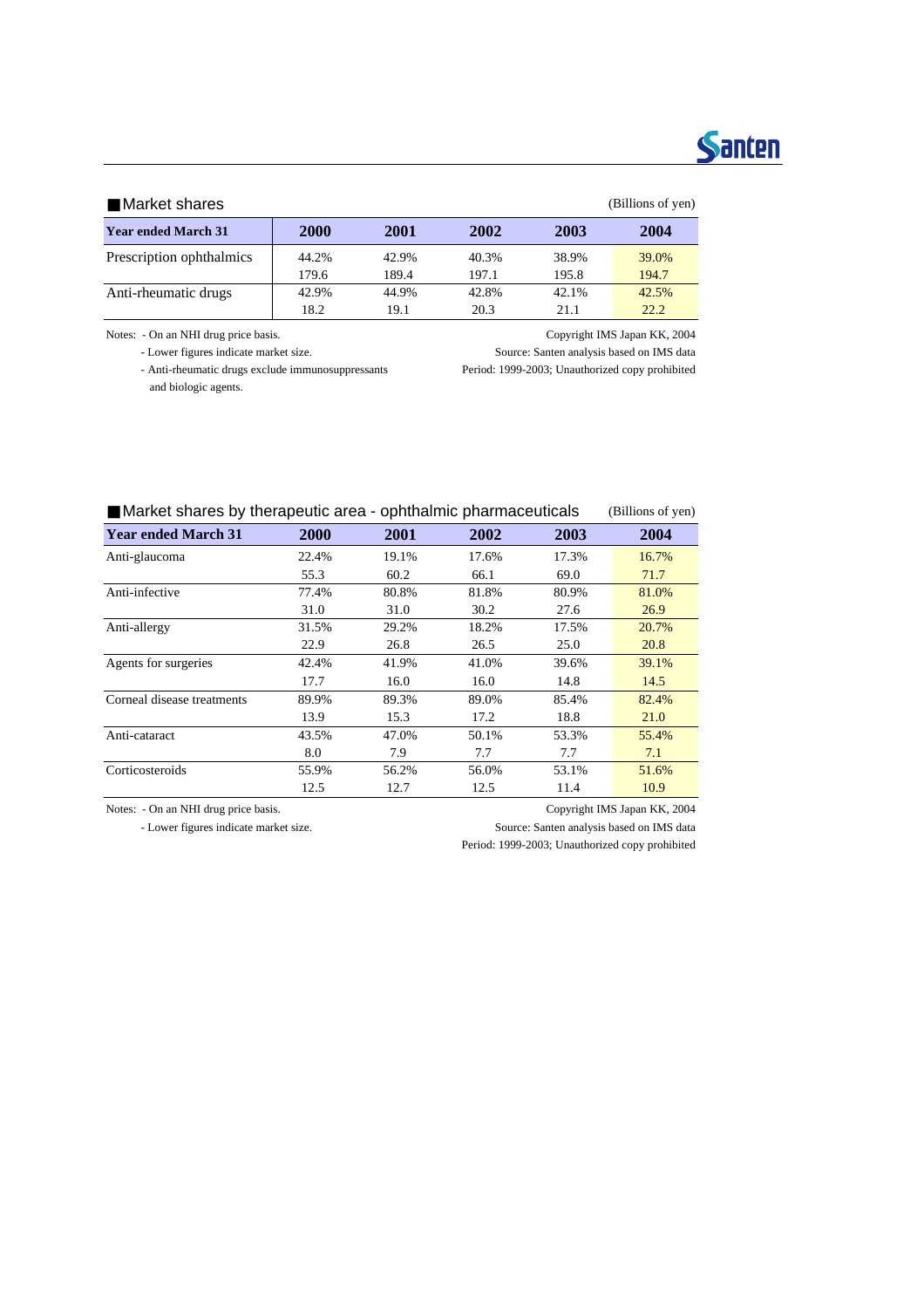## ■Market shares

(Billions of yen)

| Year ended March 31 | 2000 | 2001 | 2002 | 2003 | 2004 |
|---|---|---|---|---|---|
| Prescription ophthalmics | 44.2% | 42.9% | 40.3% | 38.9% | 39.0% |
| | 179.6 | 189.4 | 197.1 | 195.8 | 194.7 |
| Anti-rheumatic drugs | 42.9% | 44.9% | 42.8% | 42.1% | 42.5% |
| | 18.2 | 19.1 | 20.3 | 21.1 | 22.2 |

Notes: - On an NHI drug price basis.
- Lower figures indicate market size.
- Anti-rheumatic drugs exclude immunosuppressants and biologic agents.

Copyright IMS Japan KK, 2004
Source: Santen analysis based on IMS data
Period: 1999-2003; Unauthorized copy prohibited

## ■Market shares by therapeutic area - ophthalmic pharmaceuticals

(Billions of yen)

| Year ended March 31 | 2000 | 2001 | 2002 | 2003 | 2004 |
|---|---|---|---|---|---|
| Anti-glaucoma | 22.4% | 19.1% | 17.6% | 17.3% | 16.7% |
| | 55.3 | 60.2 | 66.1 | 69.0 | 71.7 |
| Anti-infective | 77.4% | 80.8% | 81.8% | 80.9% | 81.0% |
| | 31.0 | 31.0 | 30.2 | 27.6 | 26.9 |
| Anti-allergy | 31.5% | 29.2% | 18.2% | 17.5% | 20.7% |
| | 22.9 | 26.8 | 26.5 | 25.0 | 20.8 |
| Agents for surgeries | 42.4% | 41.9% | 41.0% | 39.6% | 39.1% |
| | 17.7 | 16.0 | 16.0 | 14.8 | 14.5 |
| Corneal disease treatments | 89.9% | 89.3% | 89.0% | 85.4% | 82.4% |
| | 13.9 | 15.3 | 17.2 | 18.8 | 21.0 |
| Anti-cataract | 43.5% | 47.0% | 50.1% | 53.3% | 55.4% |
| | 8.0 | 7.9 | 7.7 | 7.7 | 7.1 |
| Corticosteroids | 55.9% | 56.2% | 56.0% | 53.1% | 51.6% |
| | 12.5 | 12.7 | 12.5 | 11.4 | 10.9 |

Notes: - On an NHI drug price basis.
- Lower figures indicate market size.

Copyright IMS Japan KK, 2004
Source: Santen analysis based on IMS data
Period: 1999-2003; Unauthorized copy prohibited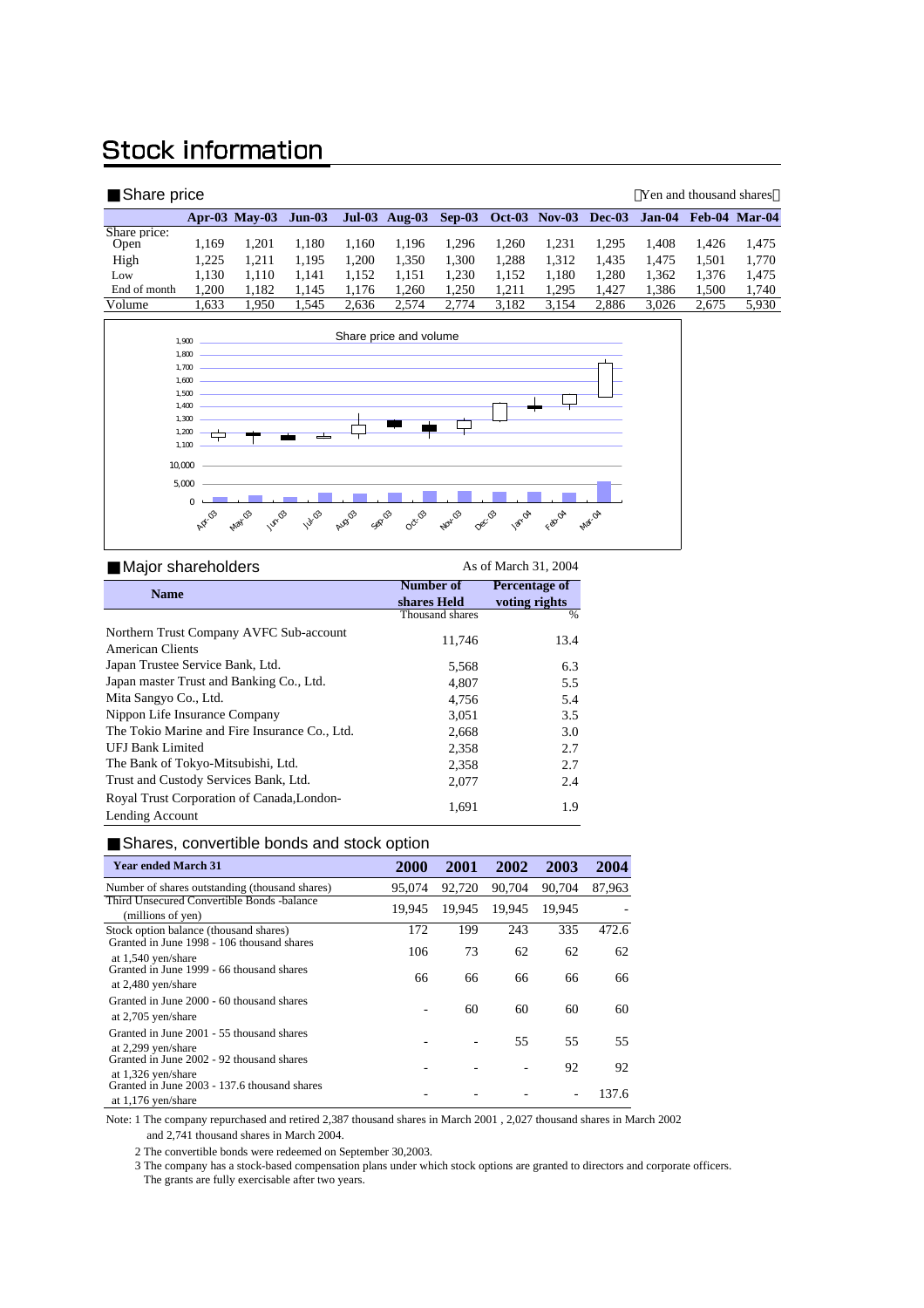# Stock information

## ■Share price

（Yen and thousand shares）

| | Apr-03 | May-03 | Jun-03 | Jul-03 | Aug-03 | Sep-03 | Oct-03 | Nov-03 | Dec-03 | Jan-04 | Feb-04 | Mar-04 |
|---|---|---|---|---|---|---|---|---|---|---|---|---|
| Share price: | | | | | | | | | | | | |
| Open | 1,169 | 1,201 | 1,180 | 1,160 | 1,196 | 1,296 | 1,260 | 1,231 | 1,295 | 1,408 | 1,426 | 1,475 |
| High | 1,225 | 1,211 | 1,195 | 1,200 | 1,350 | 1,300 | 1,288 | 1,312 | 1,435 | 1,475 | 1,501 | 1,770 |
| Low | 1,130 | 1,110 | 1,141 | 1,152 | 1,151 | 1,230 | 1,152 | 1,180 | 1,280 | 1,362 | 1,376 | 1,475 |
| End of month | 1,200 | 1,182 | 1,145 | 1,176 | 1,260 | 1,250 | 1,211 | 1,295 | 1,427 | 1,386 | 1,500 | 1,740 |
| Volume | 1,633 | 1,950 | 1,545 | 2,636 | 2,574 | 2,774 | 3,182 | 3,154 | 2,886 | 3,026 | 2,675 | 5,930 |

Share price and volume

## ■Major shareholders

As of March 31, 2004

| Name | Number of shares Held | Percentage of voting rights |
|---|---|---|
| | Thousand shares | % |
| Northern Trust Company AVFC Sub-account American Clients | 11,746 | 13.4 |
| Japan Trustee Service Bank, Ltd. | 5,568 | 6.3 |
| Japan master Trust and Banking Co., Ltd. | 4,807 | 5.5 |
| Mita Sangyo Co., Ltd. | 4,756 | 5.4 |
| Nippon Life Insurance Company | 3,051 | 3.5 |
| The Tokio Marine and Fire Insurance Co., Ltd. | 2,668 | 3.0 |
| UFJ Bank Limited | 2,358 | 2.7 |
| The Bank of Tokyo-Mitsubishi, Ltd. | 2,358 | 2.7 |
| Trust and Custody Services Bank, Ltd. | 2,077 | 2.4 |
| Royal Trust Corporation of Canada,London-Lending Account | 1,691 | 1.9 |

## ■Shares, convertible bonds and stock option

| Year ended March 31 | 2000 | 2001 | 2002 | 2003 | 2004 |
|---|---|---|---|---|---|
| Number of shares outstanding (thousand shares) | 95,074 | 92,720 | 90,704 | 90,704 | 87,963 |
| Third Unsecured Convertible Bonds -balance (millions of yen) | 19,945 | 19,945 | 19,945 | 19,945 | - |
| Stock option balance (thousand shares) | 172 | 199 | 243 | 335 | 472.6 |
| Granted in June 1998 - 106 thousand shares at 1,540 yen/share | 106 | 73 | 62 | 62 | 62 |
| Granted in June 1999 - 66 thousand shares at 2,480 yen/share | 66 | 66 | 66 | 66 | 66 |
| Granted in June 2000 - 60 thousand shares at 2,705 yen/share | - | 60 | 60 | 60 | 60 |
| Granted in June 2001 - 55 thousand shares at 2,299 yen/share | - | - | 55 | 55 | 55 |
| Granted in June 2002 - 92 thousand shares at 1,326 yen/share | - | - | - | 92 | 92 |
| Granted in June 2003 - 137.6 thousand shares at 1,176 yen/share | - | - | - | - | 137.6 |

Note: 1 The company repurchased and retired 2,387 thousand shares in March 2001 , 2,027 thousand shares in March 2002 and 2,741 thousand shares in March 2004.

2 The convertible bonds were redeemed on September 30,2003.

3 The company has a stock-based compensation plans under which stock options are granted to directors and corporate officers. The grants are fully exercisable after two years.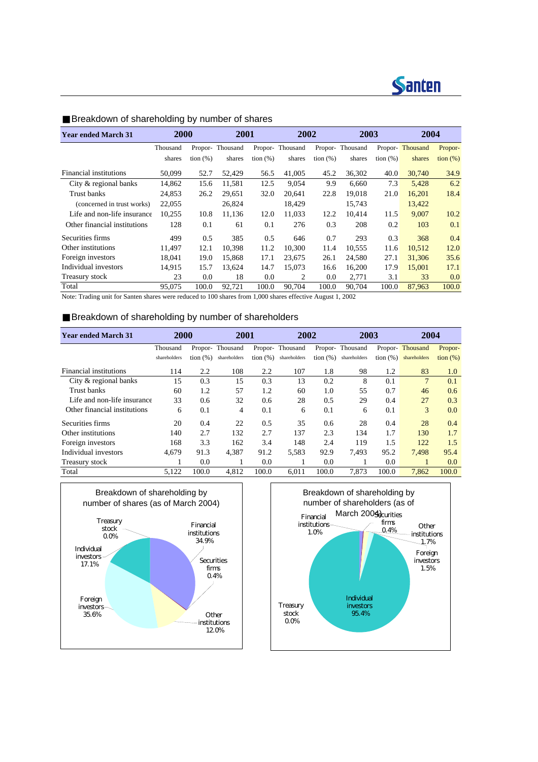## ■Breakdown of shareholding by number of shares

| Year ended March 31 | 2000 | | 2001 | | 2002 | | 2003 | | 2004 | |
|---|---|---|---|---|---|---|---|---|---|---|
| | Thousand shares | Proportion (%) | Thousand shares | Proportion (%) | Thousand shares | Proportion (%) | Thousand shares | Proportion (%) | Thousand shares | Proportion (%) |
| Financial institutions | 50,099 | 52.7 | 52,429 | 56.5 | 41,005 | 45.2 | 36,302 | 40.0 | 30,740 | 34.9 |
| City & regional banks | 14,862 | 15.6 | 11,581 | 12.5 | 9,054 | 9.9 | 6,660 | 7.3 | 5,428 | 6.2 |
| Trust banks | 24,853 | 26.2 | 29,651 | 32.0 | 20,641 | 22.8 | 19,018 | 21.0 | 16,201 | 18.4 |
| (concerned in trust works) | 22,055 | | 26,824 | | 18,429 | | 15,743 | | 13,422 | |
| Life and non-life insurance | 10,255 | 10.8 | 11,136 | 12.0 | 11,033 | 12.2 | 10,414 | 11.5 | 9,007 | 10.2 |
| Other financial institutions | 128 | 0.1 | 61 | 0.1 | 276 | 0.3 | 208 | 0.2 | 103 | 0.1 |
| Securities firms | 499 | 0.5 | 385 | 0.5 | 646 | 0.7 | 293 | 0.3 | 368 | 0.4 |
| Other institutions | 11,497 | 12.1 | 10,398 | 11.2 | 10,300 | 11.4 | 10,555 | 11.6 | 10,512 | 12.0 |
| Foreign investors | 18,041 | 19.0 | 15,868 | 17.1 | 23,675 | 26.1 | 24,580 | 27.1 | 31,306 | 35.6 |
| Individual investors | 14,915 | 15.7 | 13,624 | 14.7 | 15,073 | 16.6 | 16,200 | 17.9 | 15,001 | 17.1 |
| Treasury stock | 23 | 0.0 | 18 | 0.0 | 2 | 0.0 | 2,771 | 3.1 | 33 | 0.0 |
| Total | 95,075 | 100.0 | 92,721 | 100.0 | 90,704 | 100.0 | 90,704 | 100.0 | 87,963 | 100.0 |

Note: Trading unit for Santen shares were reduced to 100 shares from 1,000 shares effective August 1, 2002

## ■Breakdown of shareholding by number of shareholders

| Year ended March 31 | 2000 | | 2001 | | 2002 | | 2003 | | 2004 | |
|---|---|---|---|---|---|---|---|---|---|---|
| | Thousand shareholders | Proportion (%) | Thousand shareholders | Proportion (%) | Thousand shareholders | Proportion (%) | Thousand shareholders | Proportion (%) | Thousand shareholders | Proportion (%) |
| Financial institutions | 114 | 2.2 | 108 | 2.2 | 107 | 1.8 | 98 | 1.2 | 83 | 1.0 |
| City & regional banks | 15 | 0.3 | 15 | 0.3 | 13 | 0.2 | 8 | 0.1 | 7 | 0.1 |
| Trust banks | 60 | 1.2 | 57 | 1.2 | 60 | 1.0 | 55 | 0.7 | 46 | 0.6 |
| Life and non-life insurance | 33 | 0.6 | 32 | 0.6 | 28 | 0.5 | 29 | 0.4 | 27 | 0.3 |
| Other financial institutions | 6 | 0.1 | 4 | 0.1 | 6 | 0.1 | 6 | 0.1 | 3 | 0.0 |
| Securities firms | 20 | 0.4 | 22 | 0.5 | 35 | 0.6 | 28 | 0.4 | 28 | 0.4 |
| Other institutions | 140 | 2.7 | 132 | 2.7 | 137 | 2.3 | 134 | 1.7 | 130 | 1.7 |
| Foreign investors | 168 | 3.3 | 162 | 3.4 | 148 | 2.4 | 119 | 1.5 | 122 | 1.5 |
| Individual investors | 4,679 | 91.3 | 4,387 | 91.2 | 5,583 | 92.9 | 7,493 | 95.2 | 7,498 | 95.4 |
| Treasury stock | 1 | 0.0 | 1 | 0.0 | 1 | 0.0 | 1 | 0.0 | 1 | 0.0 |
| Total | 5,122 | 100.0 | 4,812 | 100.0 | 6,011 | 100.0 | 7,873 | 100.0 | 7,862 | 100.0 |

Breakdown of shareholding by number of shares (as of March 2004)

Financial institutions 34.9%; Securities firms 0.4%; Other institutions 12.0%; Foreign investors 35.6%; Individual investors 17.1%; Treasury stock 0.0%

Breakdown of shareholding by number of shareholders (as of March 2004)

Financial institutions 1.0%; Securities firms 0.4%; Other institutions 1.7%; Foreign investors 1.5%; Individual investors 95.4%; Treasury stock 0.0%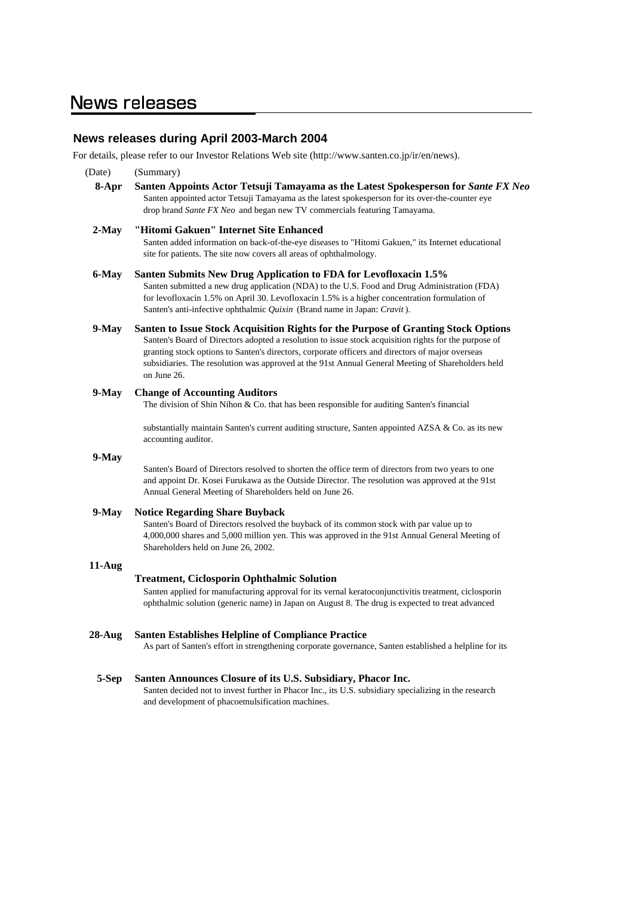# News releases

## News releases during April 2003-March 2004

For details, please refer to our Investor Relations Web site (http://www.santen.co.jp/ir/en/news).

(Date) (Summary)

**8-Apr** **Santen Appoints Actor Tetsuji Tamayama as the Latest Spokesperson for *Sante FX Neo***
Santen appointed actor Tetsuji Tamayama as the latest spokesperson for its over-the-counter eye drop brand *Sante FX Neo* and began new TV commercials featuring Tamayama.

**2-May** **"Hitomi Gakuen" Internet Site Enhanced**
Santen added information on back-of-the-eye diseases to "Hitomi Gakuen," its Internet educational site for patients. The site now covers all areas of ophthalmology.

**6-May** **Santen Submits New Drug Application to FDA for Levofloxacin 1.5%**
Santen submitted a new drug application (NDA) to the U.S. Food and Drug Administration (FDA) for levofloxacin 1.5% on April 30. Levofloxacin 1.5% is a higher concentration formulation of Santen's anti-infective ophthalmic *Quixin* (Brand name in Japan: *Cravit*).

**9-May** **Santen to Issue Stock Acquisition Rights for the Purpose of Granting Stock Options**
Santen's Board of Directors adopted a resolution to issue stock acquisition rights for the purpose of granting stock options to Santen's directors, corporate officers and directors of major overseas subsidiaries. The resolution was approved at the 91st Annual General Meeting of Shareholders held on June 26.

**9-May** **Change of Accounting Auditors**
The division of Shin Nihon & Co. that has been responsible for auditing Santen's financial

substantially maintain Santen's current auditing structure, Santen appointed AZSA & Co. as its new accounting auditor.

**9-May**

Santen's Board of Directors resolved to shorten the office term of directors from two years to one and appoint Dr. Kosei Furukawa as the Outside Director. The resolution was approved at the 91st Annual General Meeting of Shareholders held on June 26.

**9-May** **Notice Regarding Share Buyback**
Santen's Board of Directors resolved the buyback of its common stock with par value up to 4,000,000 shares and 5,000 million yen. This was approved in the 91st Annual General Meeting of Shareholders held on June 26, 2002.

**11-Aug**

**Treatment, Ciclosporin Ophthalmic Solution**
Santen applied for manufacturing approval for its vernal keratoconjunctivitis treatment, ciclosporin ophthalmic solution (generic name) in Japan on August 8. The drug is expected to treat advanced

**28-Aug** **Santen Establishes Helpline of Compliance Practice**
As part of Santen's effort in strengthening corporate governance, Santen established a helpline for its

**5-Sep** **Santen Announces Closure of its U.S. Subsidiary, Phacor Inc.**
Santen decided not to invest further in Phacor Inc., its U.S. subsidiary specializing in the research and development of phacoemulsification machines.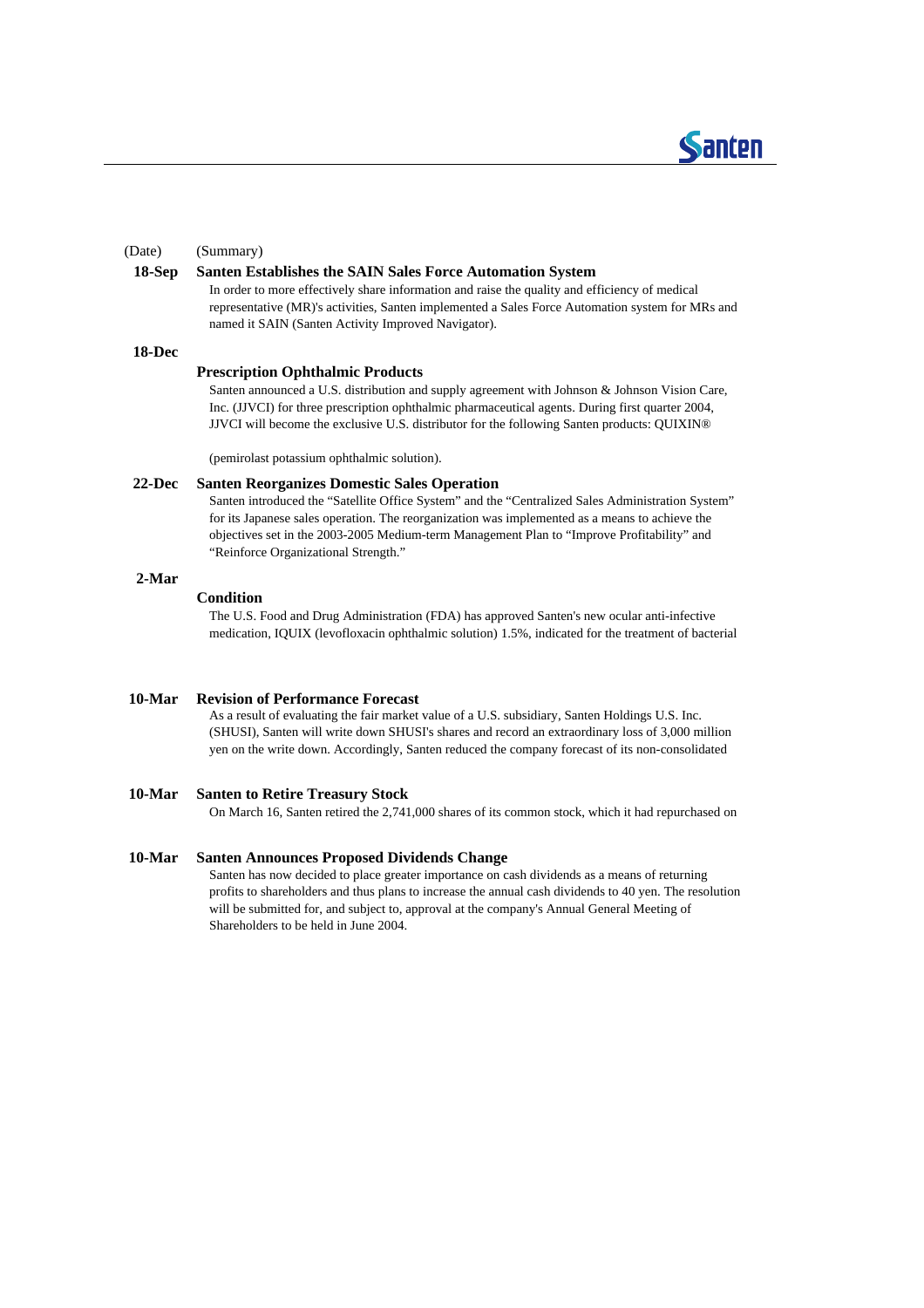(Date) (Summary)

**18-Sep** **Santen Establishes the SAIN Sales Force Automation System**

In order to more effectively share information and raise the quality and efficiency of medical representative (MR)'s activities, Santen implemented a Sales Force Automation system for MRs and named it SAIN (Santen Activity Improved Navigator).

**18-Dec**

**Prescription Ophthalmic Products**

Santen announced a U.S. distribution and supply agreement with Johnson & Johnson Vision Care, Inc. (JJVCI) for three prescription ophthalmic pharmaceutical agents. During first quarter 2004, JJVCI will become the exclusive U.S. distributor for the following Santen products: QUIXIN®

(pemirolast potassium ophthalmic solution).

**22-Dec** **Santen Reorganizes Domestic Sales Operation**

Santen introduced the "Satellite Office System" and the "Centralized Sales Administration System" for its Japanese sales operation. The reorganization was implemented as a means to achieve the objectives set in the 2003-2005 Medium-term Management Plan to "Improve Profitability" and "Reinforce Organizational Strength."

**2-Mar**

**Condition**

The U.S. Food and Drug Administration (FDA) has approved Santen's new ocular anti-infective medication, IQUIX (levofloxacin ophthalmic solution) 1.5%, indicated for the treatment of bacterial

**10-Mar** **Revision of Performance Forecast**

As a result of evaluating the fair market value of a U.S. subsidiary, Santen Holdings U.S. Inc. (SHUSI), Santen will write down SHUSI's shares and record an extraordinary loss of 3,000 million yen on the write down. Accordingly, Santen reduced the company forecast of its non-consolidated

**10-Mar** **Santen to Retire Treasury Stock**

On March 16, Santen retired the 2,741,000 shares of its common stock, which it had repurchased on

**10-Mar** **Santen Announces Proposed Dividends Change**

Santen has now decided to place greater importance on cash dividends as a means of returning profits to shareholders and thus plans to increase the annual cash dividends to 40 yen. The resolution will be submitted for, and subject to, approval at the company's Annual General Meeting of Shareholders to be held in June 2004.